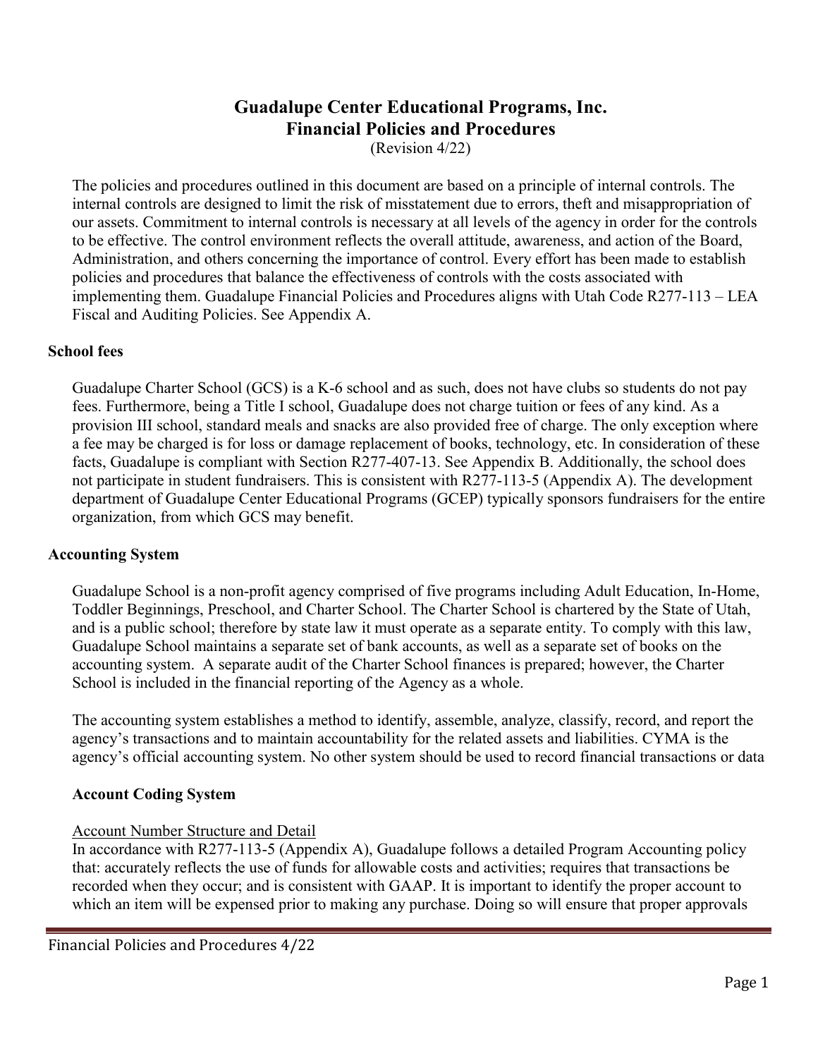# Guadalupe Center Educational Programs, Inc.
# Financial Policies and Procedures

(Revision 4/22)

The policies and procedures outlined in this document are based on a principle of internal controls. The internal controls are designed to limit the risk of misstatement due to errors, theft and misappropriation of our assets. Commitment to internal controls is necessary at all levels of the agency in order for the controls to be effective. The control environment reflects the overall attitude, awareness, and action of the Board, Administration, and others concerning the importance of control. Every effort has been made to establish policies and procedures that balance the effectiveness of controls with the costs associated with implementing them. Guadalupe Financial Policies and Procedures aligns with Utah Code R277-113 – LEA Fiscal and Auditing Policies. See Appendix A.

## School fees

Guadalupe Charter School (GCS) is a K-6 school and as such, does not have clubs so students do not pay fees. Furthermore, being a Title I school, Guadalupe does not charge tuition or fees of any kind. As a provision III school, standard meals and snacks are also provided free of charge. The only exception where a fee may be charged is for loss or damage replacement of books, technology, etc. In consideration of these facts, Guadalupe is compliant with Section R277-407-13. See Appendix B. Additionally, the school does not participate in student fundraisers. This is consistent with R277-113-5 (Appendix A). The development department of Guadalupe Center Educational Programs (GCEP) typically sponsors fundraisers for the entire organization, from which GCS may benefit.

## Accounting System

Guadalupe School is a non-profit agency comprised of five programs including Adult Education, In-Home, Toddler Beginnings, Preschool, and Charter School. The Charter School is chartered by the State of Utah, and is a public school; therefore by state law it must operate as a separate entity. To comply with this law, Guadalupe School maintains a separate set of bank accounts, as well as a separate set of books on the accounting system. A separate audit of the Charter School finances is prepared; however, the Charter School is included in the financial reporting of the Agency as a whole.

The accounting system establishes a method to identify, assemble, analyze, classify, record, and report the agency's transactions and to maintain accountability for the related assets and liabilities. CYMA is the agency's official accounting system. No other system should be used to record financial transactions or data

### Account Coding System

Account Number Structure and Detail

In accordance with R277-113-5 (Appendix A), Guadalupe follows a detailed Program Accounting policy that: accurately reflects the use of funds for allowable costs and activities; requires that transactions be recorded when they occur; and is consistent with GAAP. It is important to identify the proper account to which an item will be expensed prior to making any purchase. Doing so will ensure that proper approvals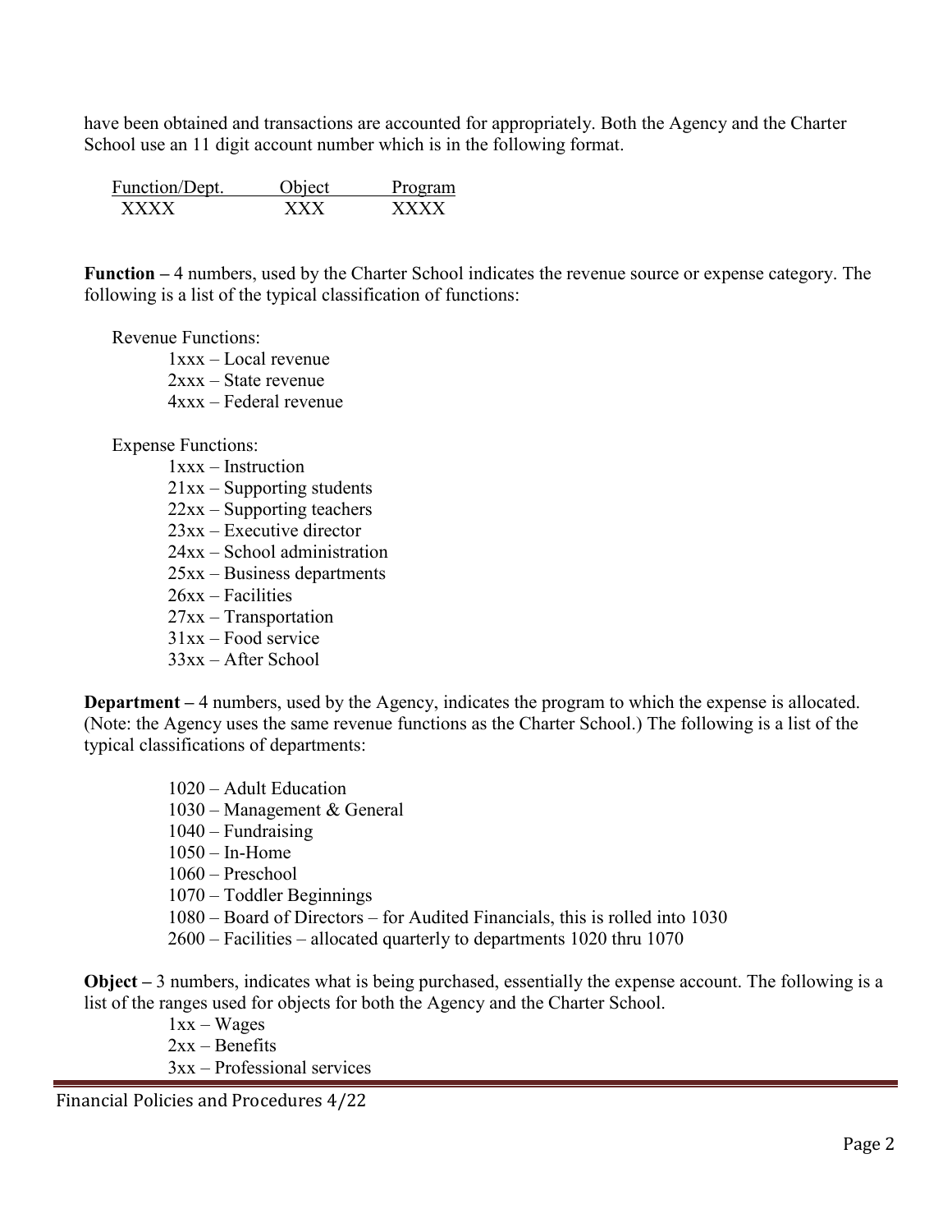have been obtained and transactions are accounted for appropriately. Both the Agency and the Charter School use an 11 digit account number which is in the following format.

| Function/Dept. | Object | Program |
|---|---|---|
| XXXX | XXX | XXXX |

**Function –** 4 numbers, used by the Charter School indicates the revenue source or expense category. The following is a list of the typical classification of functions:

Revenue Functions:

- 1xxx – Local revenue
- 2xxx – State revenue
- 4xxx – Federal revenue

Expense Functions:

- 1xxx – Instruction
- 21xx – Supporting students
- 22xx – Supporting teachers
- 23xx – Executive director
- 24xx – School administration
- 25xx – Business departments
- 26xx – Facilities
- 27xx – Transportation
- 31xx – Food service
- 33xx – After School

**Department –** 4 numbers, used by the Agency, indicates the program to which the expense is allocated. (Note: the Agency uses the same revenue functions as the Charter School.) The following is a list of the typical classifications of departments:

- 1020 – Adult Education
- 1030 – Management & General
- 1040 – Fundraising
- 1050 – In-Home
- 1060 – Preschool
- 1070 – Toddler Beginnings
- 1080 – Board of Directors – for Audited Financials, this is rolled into 1030
- 2600 – Facilities – allocated quarterly to departments 1020 thru 1070

**Object –** 3 numbers, indicates what is being purchased, essentially the expense account. The following is a list of the ranges used for objects for both the Agency and the Charter School.

- 1xx – Wages
- 2xx – Benefits
- 3xx – Professional services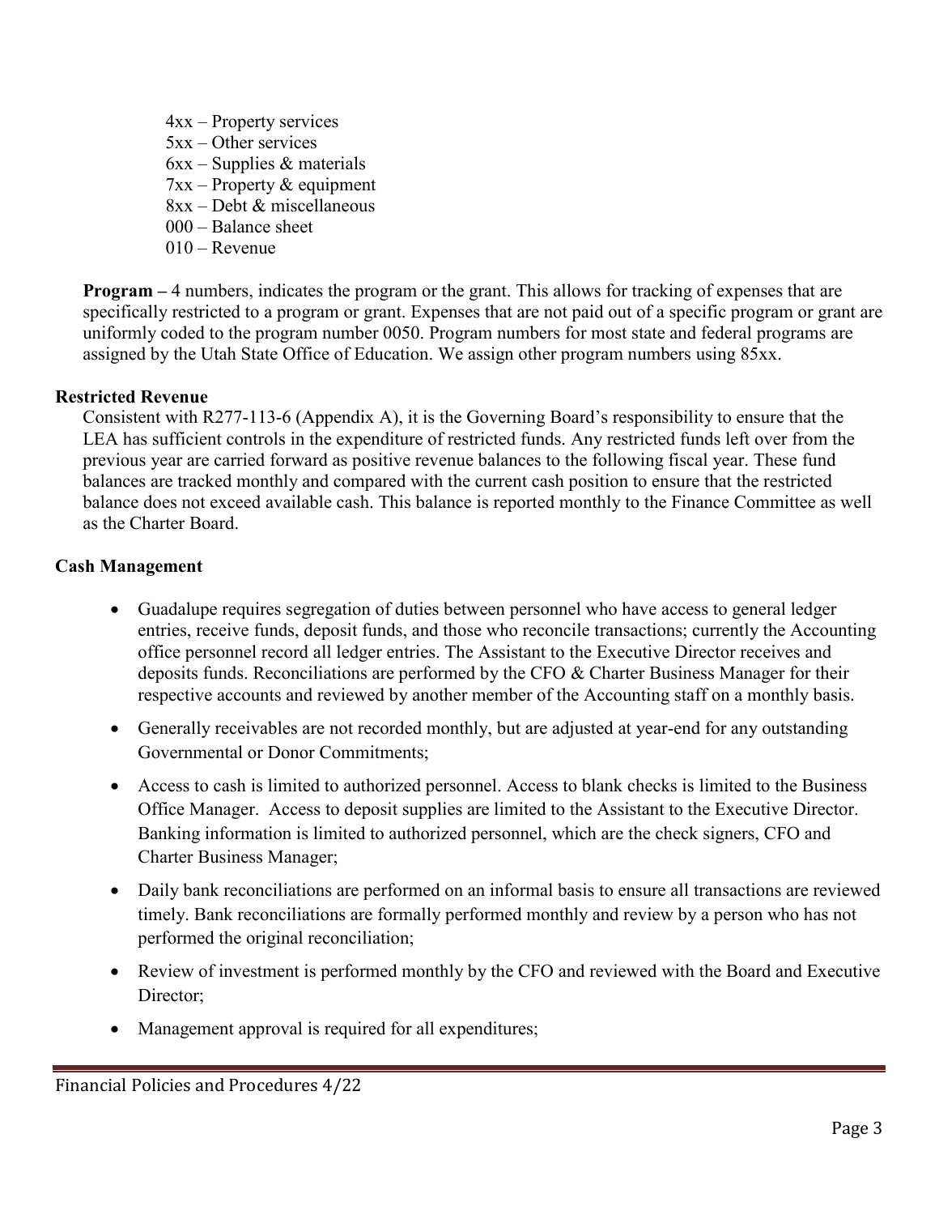4xx – Property services
5xx – Other services
6xx – Supplies & materials
7xx – Property & equipment
8xx – Debt & miscellaneous
000 – Balance sheet
010 – Revenue

**Program –** 4 numbers, indicates the program or the grant. This allows for tracking of expenses that are specifically restricted to a program or grant. Expenses that are not paid out of a specific program or grant are uniformly coded to the program number 0050. Program numbers for most state and federal programs are assigned by the Utah State Office of Education. We assign other program numbers using 85xx.

### Restricted Revenue

Consistent with R277-113-6 (Appendix A), it is the Governing Board's responsibility to ensure that the LEA has sufficient controls in the expenditure of restricted funds. Any restricted funds left over from the previous year are carried forward as positive revenue balances to the following fiscal year. These fund balances are tracked monthly and compared with the current cash position to ensure that the restricted balance does not exceed available cash. This balance is reported monthly to the Finance Committee as well as the Charter Board.

### Cash Management

- Guadalupe requires segregation of duties between personnel who have access to general ledger entries, receive funds, deposit funds, and those who reconcile transactions; currently the Accounting office personnel record all ledger entries. The Assistant to the Executive Director receives and deposits funds. Reconciliations are performed by the CFO & Charter Business Manager for their respective accounts and reviewed by another member of the Accounting staff on a monthly basis.
- Generally receivables are not recorded monthly, but are adjusted at year-end for any outstanding Governmental or Donor Commitments;
- Access to cash is limited to authorized personnel. Access to blank checks is limited to the Business Office Manager. Access to deposit supplies are limited to the Assistant to the Executive Director. Banking information is limited to authorized personnel, which are the check signers, CFO and Charter Business Manager;
- Daily bank reconciliations are performed on an informal basis to ensure all transactions are reviewed timely. Bank reconciliations are formally performed monthly and review by a person who has not performed the original reconciliation;
- Review of investment is performed monthly by the CFO and reviewed with the Board and Executive Director;
- Management approval is required for all expenditures;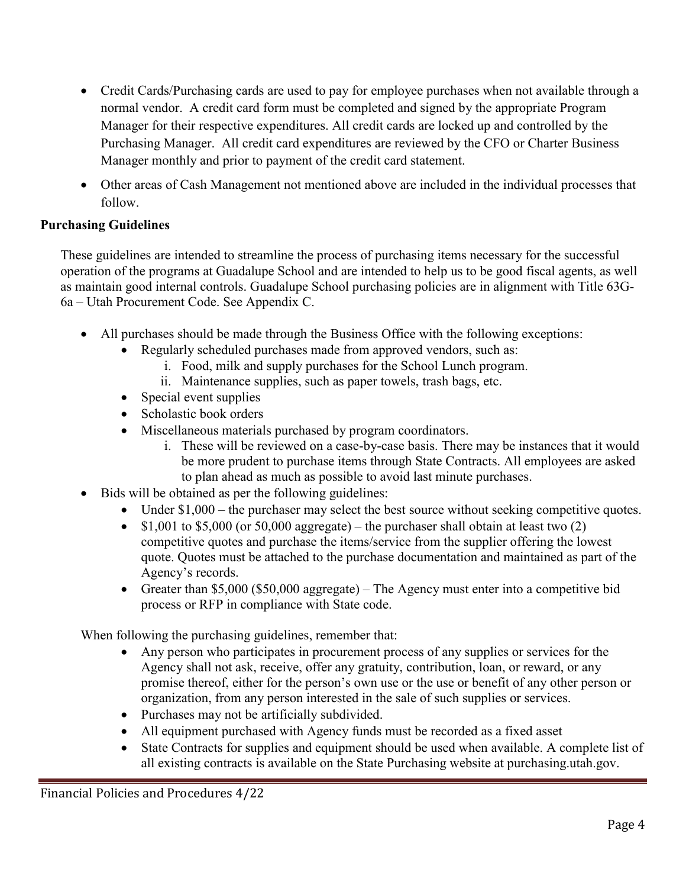- Credit Cards/Purchasing cards are used to pay for employee purchases when not available through a normal vendor. A credit card form must be completed and signed by the appropriate Program Manager for their respective expenditures. All credit cards are locked up and controlled by the Purchasing Manager. All credit card expenditures are reviewed by the CFO or Charter Business Manager monthly and prior to payment of the credit card statement.
- Other areas of Cash Management not mentioned above are included in the individual processes that follow.

**Purchasing Guidelines**

These guidelines are intended to streamline the process of purchasing items necessary for the successful operation of the programs at Guadalupe School and are intended to help us to be good fiscal agents, as well as maintain good internal controls. Guadalupe School purchasing policies are in alignment with Title 63G-6a – Utah Procurement Code. See Appendix C.

- All purchases should be made through the Business Office with the following exceptions:
  - Regularly scheduled purchases made from approved vendors, such as:
    1. Food, milk and supply purchases for the School Lunch program.
    2. Maintenance supplies, such as paper towels, trash bags, etc.
  - Special event supplies
  - Scholastic book orders
  - Miscellaneous materials purchased by program coordinators.
    1. These will be reviewed on a case-by-case basis. There may be instances that it would be more prudent to purchase items through State Contracts. All employees are asked to plan ahead as much as possible to avoid last minute purchases.
- Bids will be obtained as per the following guidelines:
  - Under $1,000 – the purchaser may select the best source without seeking competitive quotes.
  - $1,001 to $5,000 (or 50,000 aggregate) – the purchaser shall obtain at least two (2) competitive quotes and purchase the items/service from the supplier offering the lowest quote. Quotes must be attached to the purchase documentation and maintained as part of the Agency's records.
  - Greater than $5,000 ($50,000 aggregate) – The Agency must enter into a competitive bid process or RFP in compliance with State code.

When following the purchasing guidelines, remember that:

- Any person who participates in procurement process of any supplies or services for the Agency shall not ask, receive, offer any gratuity, contribution, loan, or reward, or any promise thereof, either for the person's own use or the use or benefit of any other person or organization, from any person interested in the sale of such supplies or services.
- Purchases may not be artificially subdivided.
- All equipment purchased with Agency funds must be recorded as a fixed asset
- State Contracts for supplies and equipment should be used when available. A complete list of all existing contracts is available on the State Purchasing website at purchasing.utah.gov.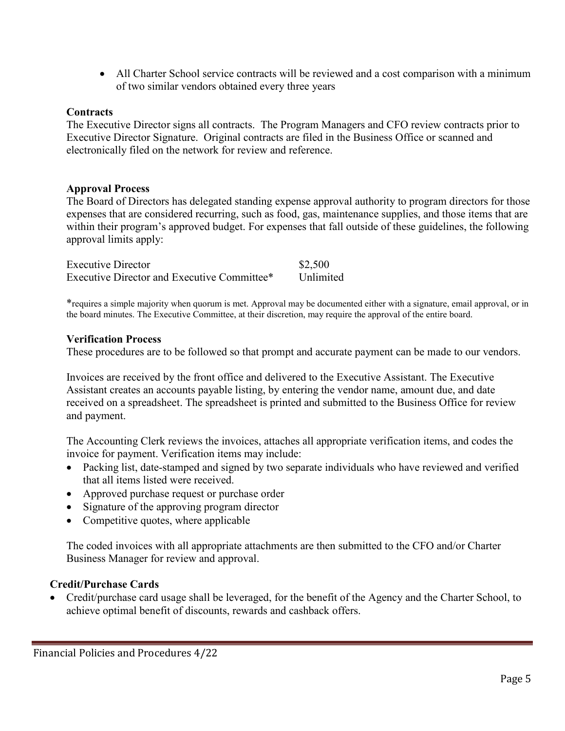- All Charter School service contracts will be reviewed and a cost comparison with a minimum of two similar vendors obtained every three years

**Contracts**

The Executive Director signs all contracts. The Program Managers and CFO review contracts prior to Executive Director Signature. Original contracts are filed in the Business Office or scanned and electronically filed on the network for review and reference.

**Approval Process**

The Board of Directors has delegated standing expense approval authority to program directors for those expenses that are considered recurring, such as food, gas, maintenance supplies, and those items that are within their program's approved budget. For expenses that fall outside of these guidelines, the following approval limits apply:

| | |
|---|---|
| Executive Director | $2,500 |
| Executive Director and Executive Committee* | Unlimited |

*requires a simple majority when quorum is met. Approval may be documented either with a signature, email approval, or in the board minutes. The Executive Committee, at their discretion, may require the approval of the entire board.

**Verification Process**

These procedures are to be followed so that prompt and accurate payment can be made to our vendors.

Invoices are received by the front office and delivered to the Executive Assistant. The Executive Assistant creates an accounts payable listing, by entering the vendor name, amount due, and date received on a spreadsheet. The spreadsheet is printed and submitted to the Business Office for review and payment.

The Accounting Clerk reviews the invoices, attaches all appropriate verification items, and codes the invoice for payment. Verification items may include:

- Packing list, date-stamped and signed by two separate individuals who have reviewed and verified that all items listed were received.
- Approved purchase request or purchase order
- Signature of the approving program director
- Competitive quotes, where applicable

The coded invoices with all appropriate attachments are then submitted to the CFO and/or Charter Business Manager for review and approval.

**Credit/Purchase Cards**

- Credit/purchase card usage shall be leveraged, for the benefit of the Agency and the Charter School, to achieve optimal benefit of discounts, rewards and cashback offers.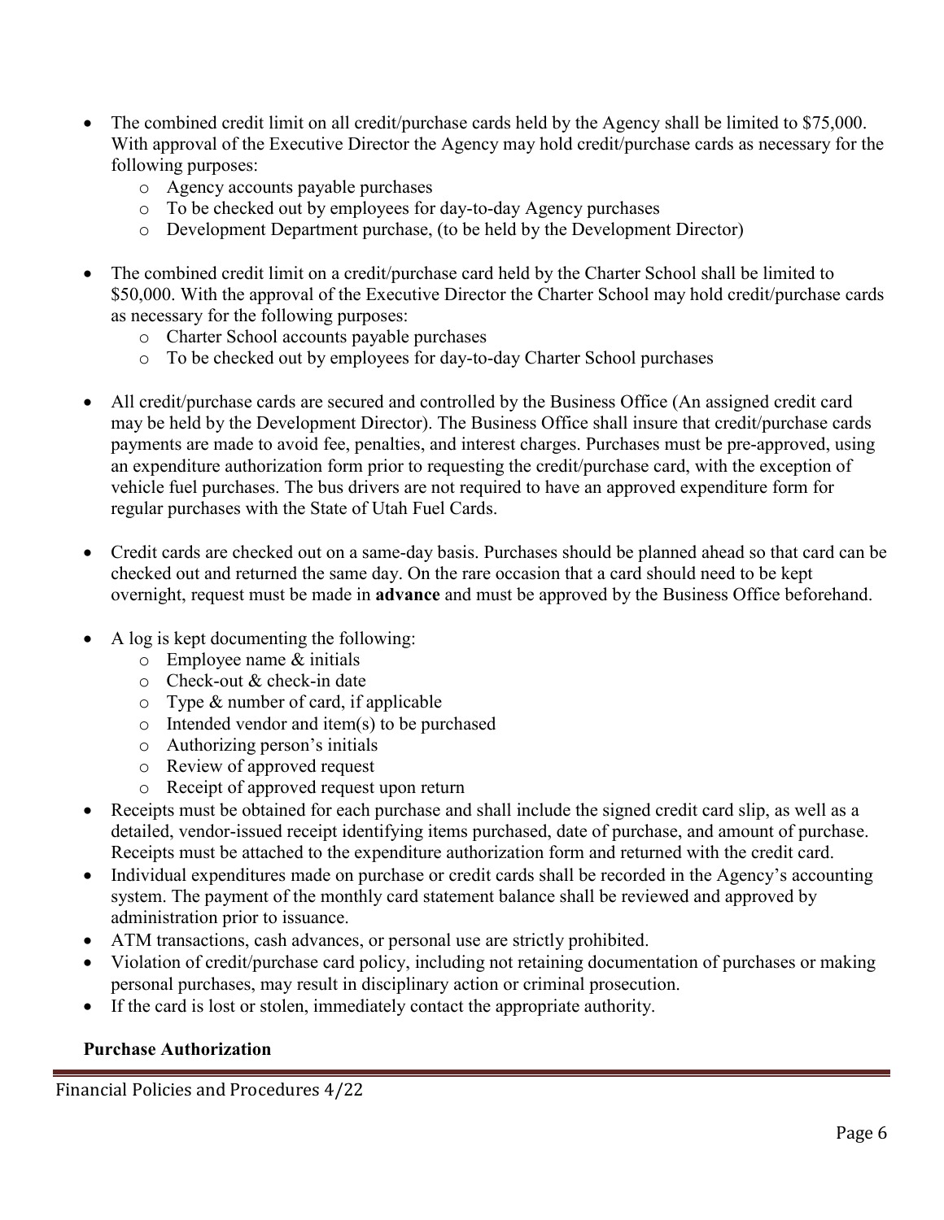- The combined credit limit on all credit/purchase cards held by the Agency shall be limited to $75,000. With approval of the Executive Director the Agency may hold credit/purchase cards as necessary for the following purposes:
  - Agency accounts payable purchases
  - To be checked out by employees for day-to-day Agency purchases
  - Development Department purchase, (to be held by the Development Director)
- The combined credit limit on a credit/purchase card held by the Charter School shall be limited to $50,000. With the approval of the Executive Director the Charter School may hold credit/purchase cards as necessary for the following purposes:
  - Charter School accounts payable purchases
  - To be checked out by employees for day-to-day Charter School purchases
- All credit/purchase cards are secured and controlled by the Business Office (An assigned credit card may be held by the Development Director). The Business Office shall insure that credit/purchase cards payments are made to avoid fee, penalties, and interest charges. Purchases must be pre-approved, using an expenditure authorization form prior to requesting the credit/purchase card, with the exception of vehicle fuel purchases. The bus drivers are not required to have an approved expenditure form for regular purchases with the State of Utah Fuel Cards.
- Credit cards are checked out on a same-day basis. Purchases should be planned ahead so that card can be checked out and returned the same day. On the rare occasion that a card should need to be kept overnight, request must be made in **advance** and must be approved by the Business Office beforehand.
- A log is kept documenting the following:
  - Employee name & initials
  - Check-out & check-in date
  - Type & number of card, if applicable
  - Intended vendor and item(s) to be purchased
  - Authorizing person's initials
  - Review of approved request
  - Receipt of approved request upon return
- Receipts must be obtained for each purchase and shall include the signed credit card slip, as well as a detailed, vendor-issued receipt identifying items purchased, date of purchase, and amount of purchase. Receipts must be attached to the expenditure authorization form and returned with the credit card.
- Individual expenditures made on purchase or credit cards shall be recorded in the Agency's accounting system. The payment of the monthly card statement balance shall be reviewed and approved by administration prior to issuance.
- ATM transactions, cash advances, or personal use are strictly prohibited.
- Violation of credit/purchase card policy, including not retaining documentation of purchases or making personal purchases, may result in disciplinary action or criminal prosecution.
- If the card is lost or stolen, immediately contact the appropriate authority.

**Purchase Authorization**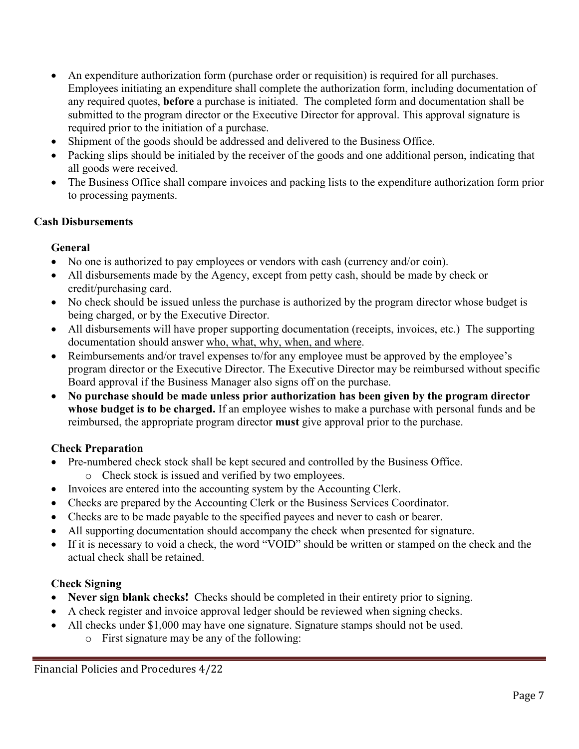- An expenditure authorization form (purchase order or requisition) is required for all purchases. Employees initiating an expenditure shall complete the authorization form, including documentation of any required quotes, **before** a purchase is initiated. The completed form and documentation shall be submitted to the program director or the Executive Director for approval. This approval signature is required prior to the initiation of a purchase.
- Shipment of the goods should be addressed and delivered to the Business Office.
- Packing slips should be initialed by the receiver of the goods and one additional person, indicating that all goods were received.
- The Business Office shall compare invoices and packing lists to the expenditure authorization form prior to processing payments.

**Cash Disbursements**

**General**

- No one is authorized to pay employees or vendors with cash (currency and/or coin).
- All disbursements made by the Agency, except from petty cash, should be made by check or credit/purchasing card.
- No check should be issued unless the purchase is authorized by the program director whose budget is being charged, or by the Executive Director.
- All disbursements will have proper supporting documentation (receipts, invoices, etc.) The supporting documentation should answer <u>who, what, why, when, and where</u>.
- Reimbursements and/or travel expenses to/for any employee must be approved by the employee's program director or the Executive Director. The Executive Director may be reimbursed without specific Board approval if the Business Manager also signs off on the purchase.
- **No purchase should be made unless prior authorization has been given by the program director whose budget is to be charged.** If an employee wishes to make a purchase with personal funds and be reimbursed, the appropriate program director **must** give approval prior to the purchase.

**Check Preparation**

- Pre-numbered check stock shall be kept secured and controlled by the Business Office.
  - Check stock is issued and verified by two employees.
- Invoices are entered into the accounting system by the Accounting Clerk.
- Checks are prepared by the Accounting Clerk or the Business Services Coordinator.
- Checks are to be made payable to the specified payees and never to cash or bearer.
- All supporting documentation should accompany the check when presented for signature.
- If it is necessary to void a check, the word "VOID" should be written or stamped on the check and the actual check shall be retained.

**Check Signing**

- **Never sign blank checks!** Checks should be completed in their entirety prior to signing.
- A check register and invoice approval ledger should be reviewed when signing checks.
- All checks under $1,000 may have one signature. Signature stamps should not be used.
  - First signature may be any of the following: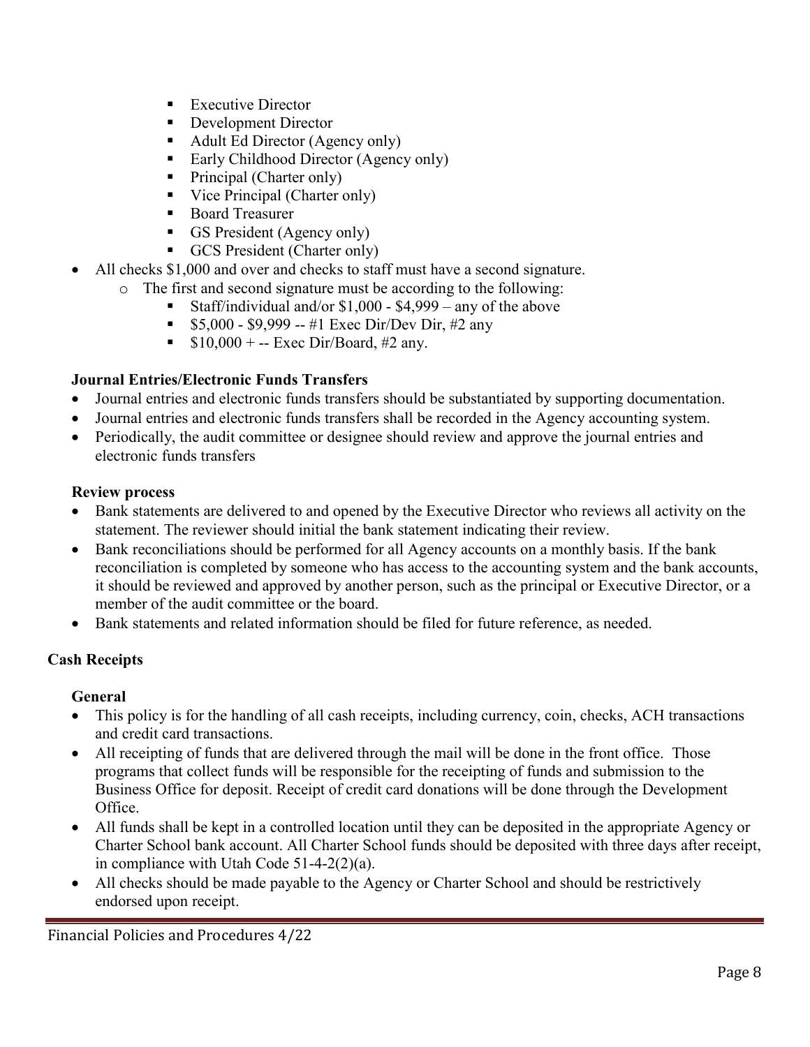- Executive Director
    - Development Director
    - Adult Ed Director (Agency only)
    - Early Childhood Director (Agency only)
    - Principal (Charter only)
    - Vice Principal (Charter only)
    - Board Treasurer
    - GS President (Agency only)
    - GCS President (Charter only)
- All checks $1,000 and over and checks to staff must have a second signature.
  - The first and second signature must be according to the following:
    - Staff/individual and/or $1,000 - $4,999 – any of the above
    - $5,000 - $9,999 -- #1 Exec Dir/Dev Dir, #2 any
    - $10,000 + -- Exec Dir/Board, #2 any.

### Journal Entries/Electronic Funds Transfers

- Journal entries and electronic funds transfers should be substantiated by supporting documentation.
- Journal entries and electronic funds transfers shall be recorded in the Agency accounting system.
- Periodically, the audit committee or designee should review and approve the journal entries and electronic funds transfers

### Review process

- Bank statements are delivered to and opened by the Executive Director who reviews all activity on the statement. The reviewer should initial the bank statement indicating their review.
- Bank reconciliations should be performed for all Agency accounts on a monthly basis. If the bank reconciliation is completed by someone who has access to the accounting system and the bank accounts, it should be reviewed and approved by another person, such as the principal or Executive Director, or a member of the audit committee or the board.
- Bank statements and related information should be filed for future reference, as needed.

## Cash Receipts

### General

- This policy is for the handling of all cash receipts, including currency, coin, checks, ACH transactions and credit card transactions.
- All receipting of funds that are delivered through the mail will be done in the front office. Those programs that collect funds will be responsible for the receipting of funds and submission to the Business Office for deposit. Receipt of credit card donations will be done through the Development Office.
- All funds shall be kept in a controlled location until they can be deposited in the appropriate Agency or Charter School bank account. All Charter School funds should be deposited with three days after receipt, in compliance with Utah Code 51-4-2(2)(a).
- All checks should be made payable to the Agency or Charter School and should be restrictively endorsed upon receipt.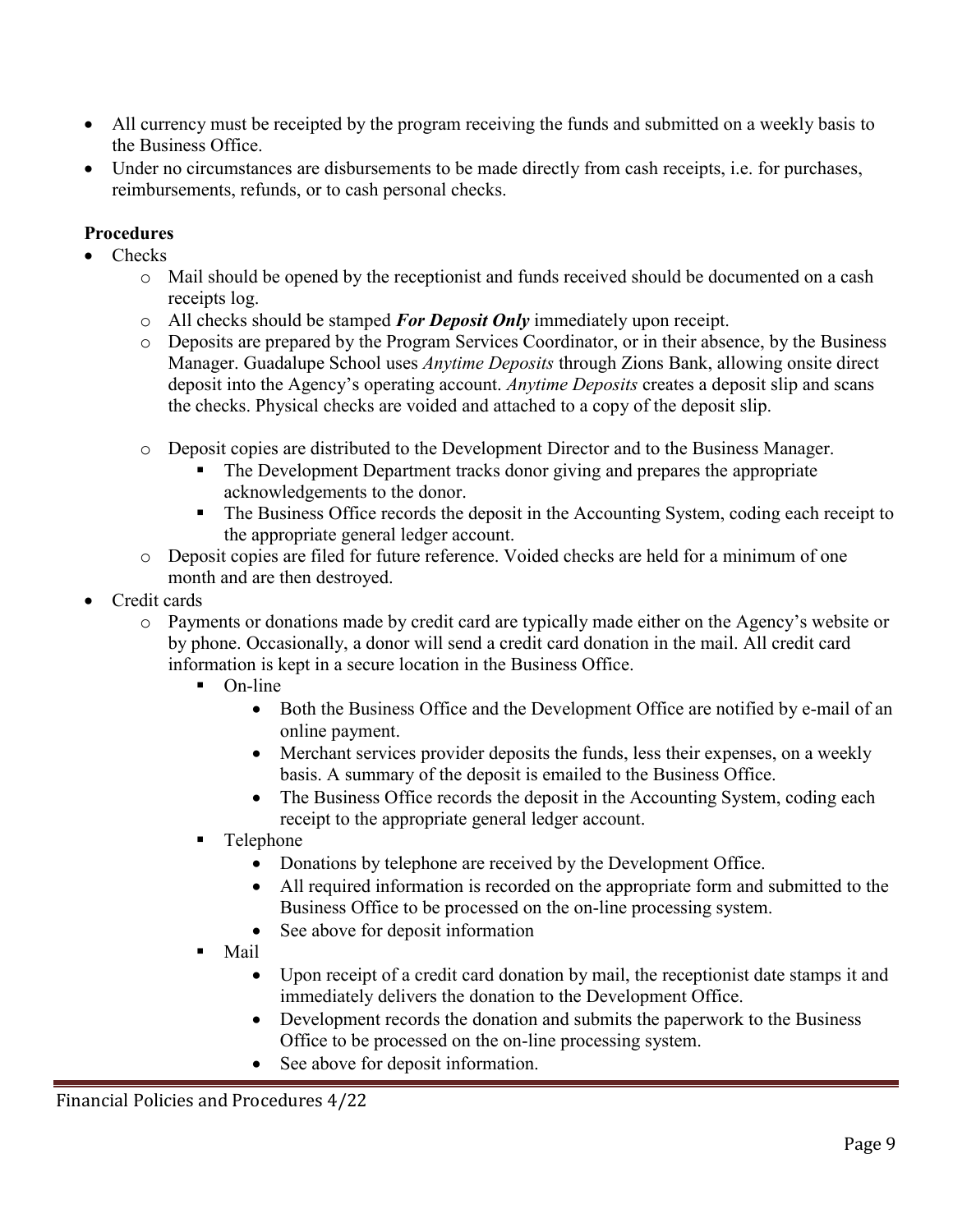- All currency must be receipted by the program receiving the funds and submitted on a weekly basis to the Business Office.
- Under no circumstances are disbursements to be made directly from cash receipts, i.e. for purchases, reimbursements, refunds, or to cash personal checks.

**Procedures**

- Checks
  - Mail should be opened by the receptionist and funds received should be documented on a cash receipts log.
  - All checks should be stamped ***For Deposit Only*** immediately upon receipt.
  - Deposits are prepared by the Program Services Coordinator, or in their absence, by the Business Manager. Guadalupe School uses *Anytime Deposits* through Zions Bank, allowing onsite direct deposit into the Agency's operating account. *Anytime Deposits* creates a deposit slip and scans the checks. Physical checks are voided and attached to a copy of the deposit slip.
  - Deposit copies are distributed to the Development Director and to the Business Manager.
    - The Development Department tracks donor giving and prepares the appropriate acknowledgements to the donor.
    - The Business Office records the deposit in the Accounting System, coding each receipt to the appropriate general ledger account.
  - Deposit copies are filed for future reference. Voided checks are held for a minimum of one month and are then destroyed.
- Credit cards
  - Payments or donations made by credit card are typically made either on the Agency's website or by phone. Occasionally, a donor will send a credit card donation in the mail. All credit card information is kept in a secure location in the Business Office.
    - On-line
      - Both the Business Office and the Development Office are notified by e-mail of an online payment.
      - Merchant services provider deposits the funds, less their expenses, on a weekly basis. A summary of the deposit is emailed to the Business Office.
      - The Business Office records the deposit in the Accounting System, coding each receipt to the appropriate general ledger account.
    - Telephone
      - Donations by telephone are received by the Development Office.
      - All required information is recorded on the appropriate form and submitted to the Business Office to be processed on the on-line processing system.
      - See above for deposit information
    - Mail
      - Upon receipt of a credit card donation by mail, the receptionist date stamps it and immediately delivers the donation to the Development Office.
      - Development records the donation and submits the paperwork to the Business Office to be processed on the on-line processing system.
      - See above for deposit information.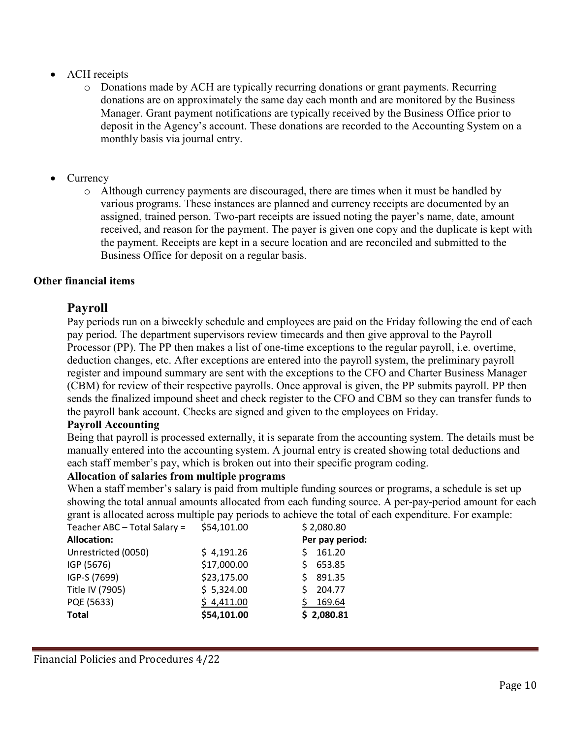- ACH receipts
  - Donations made by ACH are typically recurring donations or grant payments. Recurring donations are on approximately the same day each month and are monitored by the Business Manager. Grant payment notifications are typically received by the Business Office prior to deposit in the Agency's account. These donations are recorded to the Accounting System on a monthly basis via journal entry.

- Currency
  - Although currency payments are discouraged, there are times when it must be handled by various programs. These instances are planned and currency receipts are documented by an assigned, trained person. Two-part receipts are issued noting the payer's name, date, amount received, and reason for the payment. The payer is given one copy and the duplicate is kept with the payment. Receipts are kept in a secure location and are reconciled and submitted to the Business Office for deposit on a regular basis.

**Other financial items**

## Payroll

Pay periods run on a biweekly schedule and employees are paid on the Friday following the end of each pay period. The department supervisors review timecards and then give approval to the Payroll Processor (PP). The PP then makes a list of one-time exceptions to the regular payroll, i.e. overtime, deduction changes, etc. After exceptions are entered into the payroll system, the preliminary payroll register and impound summary are sent with the exceptions to the CFO and Charter Business Manager (CBM) for review of their respective payrolls. Once approval is given, the PP submits payroll. PP then sends the finalized impound sheet and check register to the CFO and CBM so they can transfer funds to the payroll bank account. Checks are signed and given to the employees on Friday.

**Payroll Accounting**

Being that payroll is processed externally, it is separate from the accounting system. The details must be manually entered into the accounting system. A journal entry is created showing total deductions and each staff member's pay, which is broken out into their specific program coding.

**Allocation of salaries from multiple programs**

When a staff member's salary is paid from multiple funding sources or programs, a schedule is set up showing the total annual amounts allocated from each funding source. A per-pay-period amount for each grant is allocated across multiple pay periods to achieve the total of each expenditure. For example:

| Teacher ABC – Total Salary = | $54,101.00 | $ 2,080.80 |
|---|---|---|
| **Allocation:** | | **Per pay period:** |
| Unrestricted (0050) | $ 4,191.26 | $ 161.20 |
| IGP (5676) | $17,000.00 | $ 653.85 |
| IGP-S (7699) | $23,175.00 | $ 891.35 |
| Title IV (7905) | $ 5,324.00 | $ 204.77 |
| PQE (5633) | $ 4,411.00 | $ 169.64 |
| **Total** | **$54,101.00** | **$ 2,080.81** |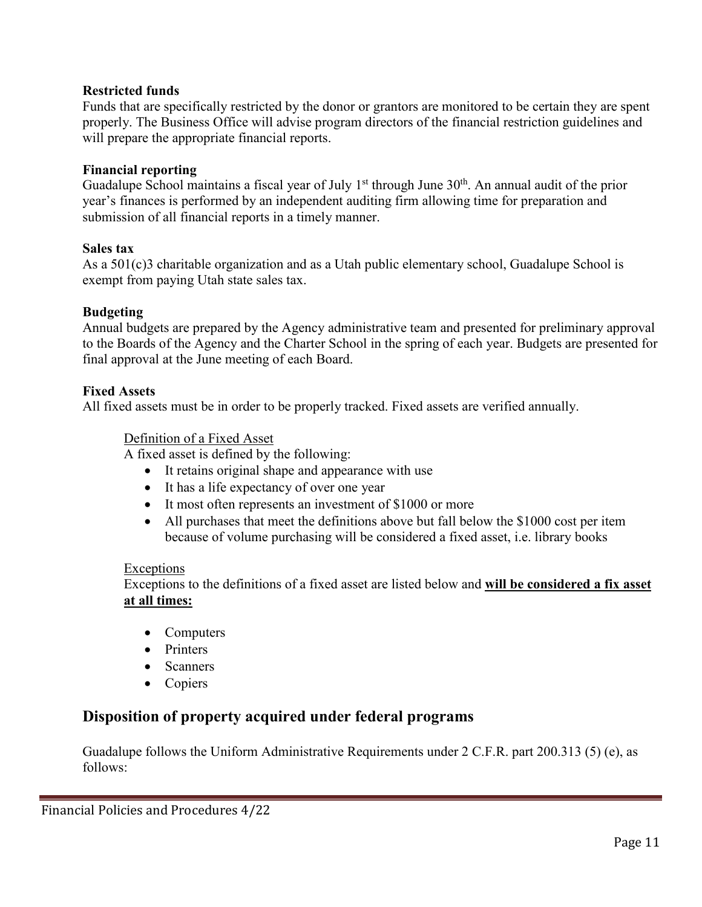**Restricted funds**

Funds that are specifically restricted by the donor or grantors are monitored to be certain they are spent properly. The Business Office will advise program directors of the financial restriction guidelines and will prepare the appropriate financial reports.

**Financial reporting**

Guadalupe School maintains a fiscal year of July 1st through June 30th. An annual audit of the prior year's finances is performed by an independent auditing firm allowing time for preparation and submission of all financial reports in a timely manner.

**Sales tax**

As a 501(c)3 charitable organization and as a Utah public elementary school, Guadalupe School is exempt from paying Utah state sales tax.

**Budgeting**

Annual budgets are prepared by the Agency administrative team and presented for preliminary approval to the Boards of the Agency and the Charter School in the spring of each year. Budgets are presented for final approval at the June meeting of each Board.

**Fixed Assets**

All fixed assets must be in order to be properly tracked. Fixed assets are verified annually.

<u>Definition of a Fixed Asset</u>

A fixed asset is defined by the following:

- It retains original shape and appearance with use
- It has a life expectancy of over one year
- It most often represents an investment of $1000 or more
- All purchases that meet the definitions above but fall below the $1000 cost per item because of volume purchasing will be considered a fixed asset, i.e. library books

<u>Exceptions</u>

Exceptions to the definitions of a fixed asset are listed below and **<u>will be considered a fix asset at all times:</u>**

- Computers
- Printers
- Scanners
- Copiers

## Disposition of property acquired under federal programs

Guadalupe follows the Uniform Administrative Requirements under 2 C.F.R. part 200.313 (5) (e), as follows: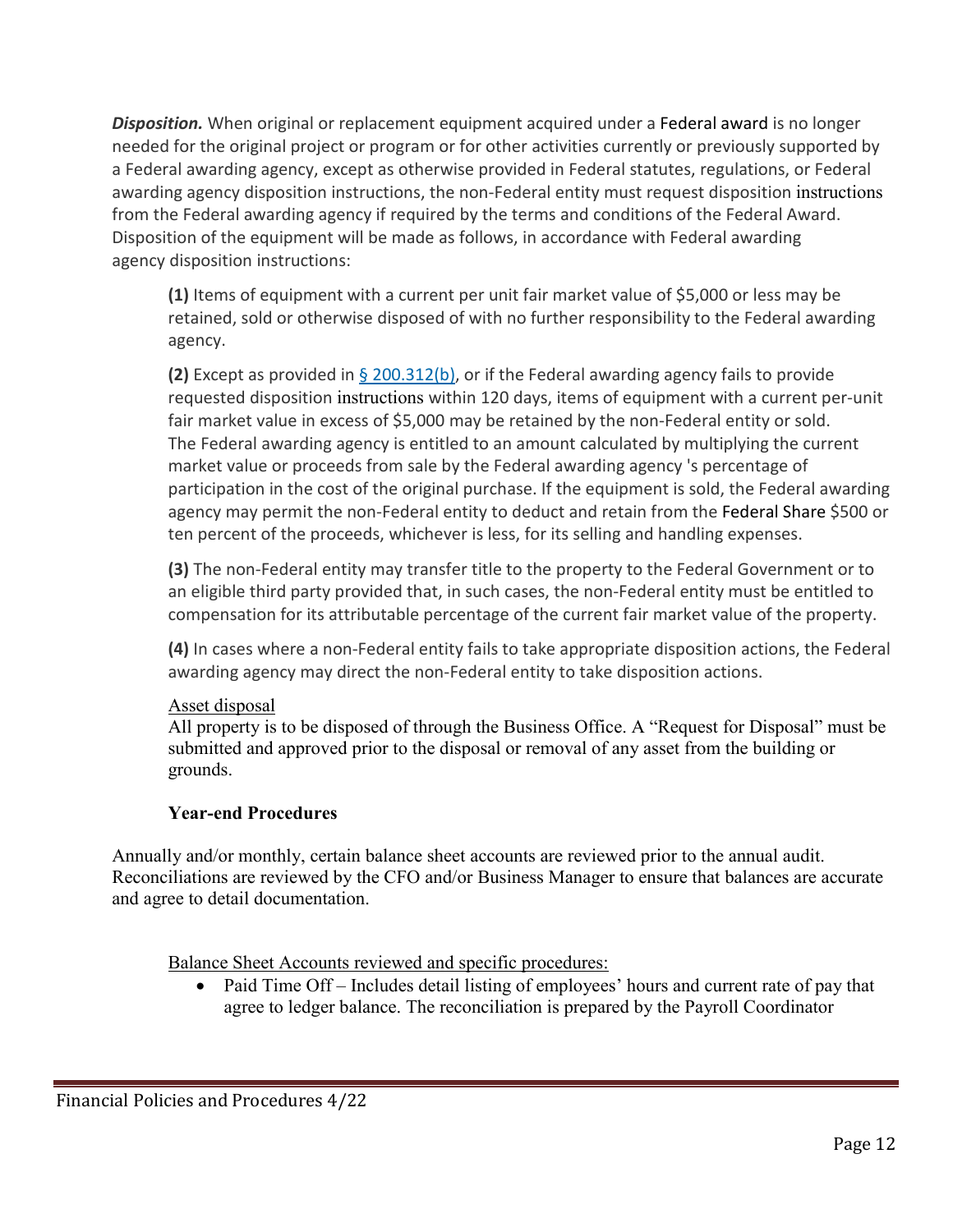***Disposition.*** When original or replacement equipment acquired under a Federal award is no longer needed for the original project or program or for other activities currently or previously supported by a Federal awarding agency, except as otherwise provided in Federal statutes, regulations, or Federal awarding agency disposition instructions, the non-Federal entity must request disposition instructions from the Federal awarding agency if required by the terms and conditions of the Federal Award. Disposition of the equipment will be made as follows, in accordance with Federal awarding agency disposition instructions:

> **(1)** Items of equipment with a current per unit fair market value of $5,000 or less may be retained, sold or otherwise disposed of with no further responsibility to the Federal awarding agency.
>
> **(2)** Except as provided in [§ 200.312(b)](), or if the Federal awarding agency fails to provide requested disposition instructions within 120 days, items of equipment with a current per-unit fair market value in excess of $5,000 may be retained by the non-Federal entity or sold. The Federal awarding agency is entitled to an amount calculated by multiplying the current market value or proceeds from sale by the Federal awarding agency 's percentage of participation in the cost of the original purchase. If the equipment is sold, the Federal awarding agency may permit the non-Federal entity to deduct and retain from the Federal Share $500 or ten percent of the proceeds, whichever is less, for its selling and handling expenses.
>
> **(3)** The non-Federal entity may transfer title to the property to the Federal Government or to an eligible third party provided that, in such cases, the non-Federal entity must be entitled to compensation for its attributable percentage of the current fair market value of the property.
>
> **(4)** In cases where a non-Federal entity fails to take appropriate disposition actions, the Federal awarding agency may direct the non-Federal entity to take disposition actions.
>
> <u>Asset disposal</u>
> All property is to be disposed of through the Business Office. A "Request for Disposal" must be submitted and approved prior to the disposal or removal of any asset from the building or grounds.

## Year-end Procedures

Annually and/or monthly, certain balance sheet accounts are reviewed prior to the annual audit. Reconciliations are reviewed by the CFO and/or Business Manager to ensure that balances are accurate and agree to detail documentation.

<u>Balance Sheet Accounts reviewed and specific procedures:</u>

- Paid Time Off – Includes detail listing of employees' hours and current rate of pay that agree to ledger balance. The reconciliation is prepared by the Payroll Coordinator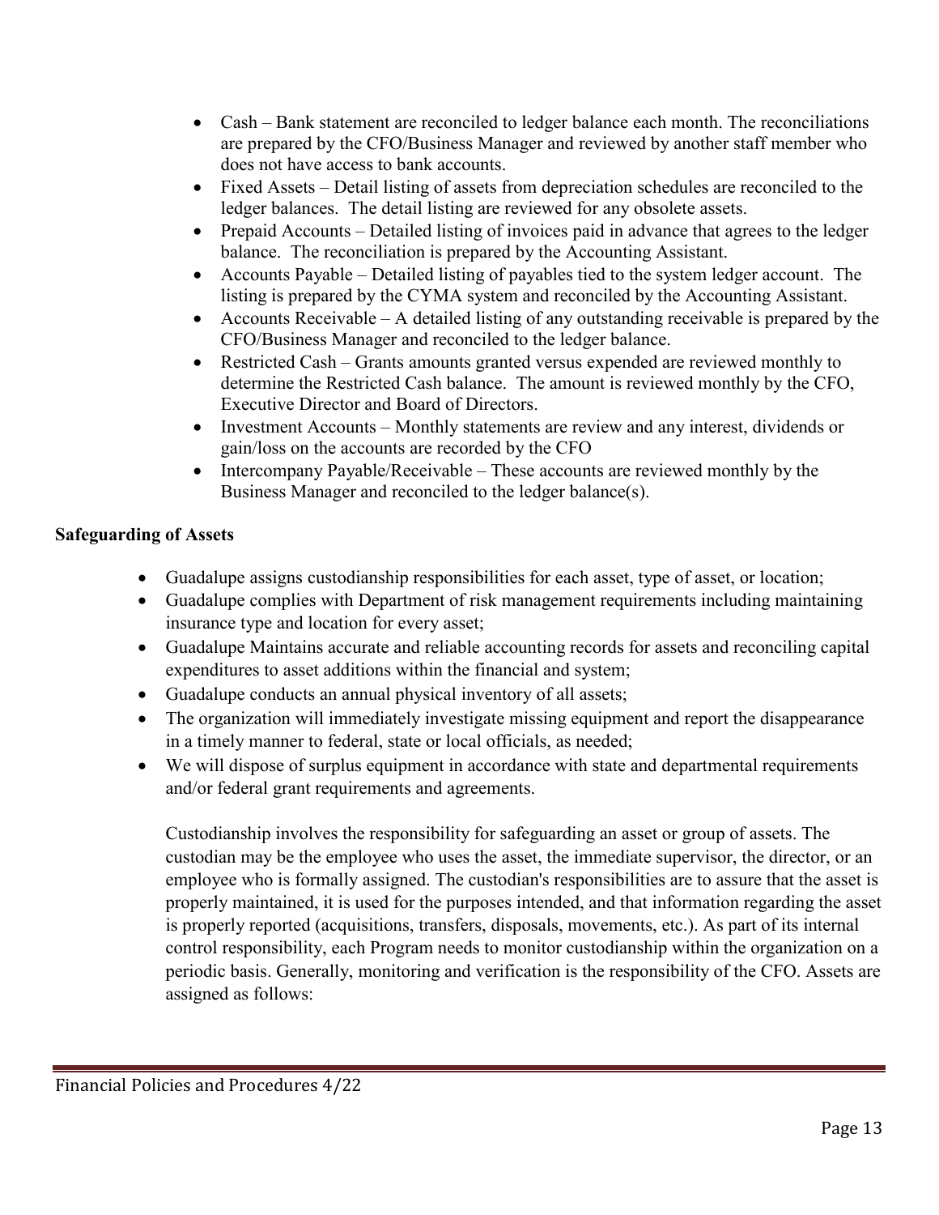- Cash – Bank statement are reconciled to ledger balance each month. The reconciliations are prepared by the CFO/Business Manager and reviewed by another staff member who does not have access to bank accounts.
- Fixed Assets – Detail listing of assets from depreciation schedules are reconciled to the ledger balances. The detail listing are reviewed for any obsolete assets.
- Prepaid Accounts – Detailed listing of invoices paid in advance that agrees to the ledger balance. The reconciliation is prepared by the Accounting Assistant.
- Accounts Payable – Detailed listing of payables tied to the system ledger account. The listing is prepared by the CYMA system and reconciled by the Accounting Assistant.
- Accounts Receivable – A detailed listing of any outstanding receivable is prepared by the CFO/Business Manager and reconciled to the ledger balance.
- Restricted Cash – Grants amounts granted versus expended are reviewed monthly to determine the Restricted Cash balance. The amount is reviewed monthly by the CFO, Executive Director and Board of Directors.
- Investment Accounts – Monthly statements are review and any interest, dividends or gain/loss on the accounts are recorded by the CFO
- Intercompany Payable/Receivable – These accounts are reviewed monthly by the Business Manager and reconciled to the ledger balance(s).

**Safeguarding of Assets**

- Guadalupe assigns custodianship responsibilities for each asset, type of asset, or location;
- Guadalupe complies with Department of risk management requirements including maintaining insurance type and location for every asset;
- Guadalupe Maintains accurate and reliable accounting records for assets and reconciling capital expenditures to asset additions within the financial and system;
- Guadalupe conducts an annual physical inventory of all assets;
- The organization will immediately investigate missing equipment and report the disappearance in a timely manner to federal, state or local officials, as needed;
- We will dispose of surplus equipment in accordance with state and departmental requirements and/or federal grant requirements and agreements.

Custodianship involves the responsibility for safeguarding an asset or group of assets. The custodian may be the employee who uses the asset, the immediate supervisor, the director, or an employee who is formally assigned. The custodian's responsibilities are to assure that the asset is properly maintained, it is used for the purposes intended, and that information regarding the asset is properly reported (acquisitions, transfers, disposals, movements, etc.). As part of its internal control responsibility, each Program needs to monitor custodianship within the organization on a periodic basis. Generally, monitoring and verification is the responsibility of the CFO. Assets are assigned as follows: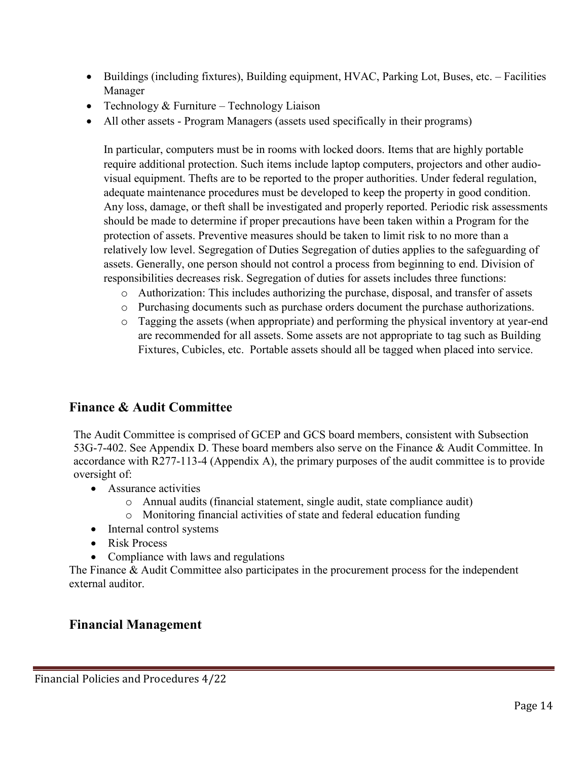- Buildings (including fixtures), Building equipment, HVAC, Parking Lot, Buses, etc. – Facilities Manager
- Technology & Furniture – Technology Liaison
- All other assets - Program Managers (assets used specifically in their programs)

  In particular, computers must be in rooms with locked doors. Items that are highly portable require additional protection. Such items include laptop computers, projectors and other audio-visual equipment. Thefts are to be reported to the proper authorities. Under federal regulation, adequate maintenance procedures must be developed to keep the property in good condition. Any loss, damage, or theft shall be investigated and properly reported. Periodic risk assessments should be made to determine if proper precautions have been taken within a Program for the protection of assets. Preventive measures should be taken to limit risk to no more than a relatively low level. Segregation of Duties Segregation of duties applies to the safeguarding of assets. Generally, one person should not control a process from beginning to end. Division of responsibilities decreases risk. Segregation of duties for assets includes three functions:

  - Authorization: This includes authorizing the purchase, disposal, and transfer of assets
  - Purchasing documents such as purchase orders document the purchase authorizations.
  - Tagging the assets (when appropriate) and performing the physical inventory at year-end are recommended for all assets. Some assets are not appropriate to tag such as Building Fixtures, Cubicles, etc. Portable assets should all be tagged when placed into service.

## Finance & Audit Committee

The Audit Committee is comprised of GCEP and GCS board members, consistent with Subsection 53G-7-402. See Appendix D. These board members also serve on the Finance & Audit Committee. In accordance with R277-113-4 (Appendix A), the primary purposes of the audit committee is to provide oversight of:

- Assurance activities
  - Annual audits (financial statement, single audit, state compliance audit)
  - Monitoring financial activities of state and federal education funding
- Internal control systems
- Risk Process
- Compliance with laws and regulations

The Finance & Audit Committee also participates in the procurement process for the independent external auditor.

## Financial Management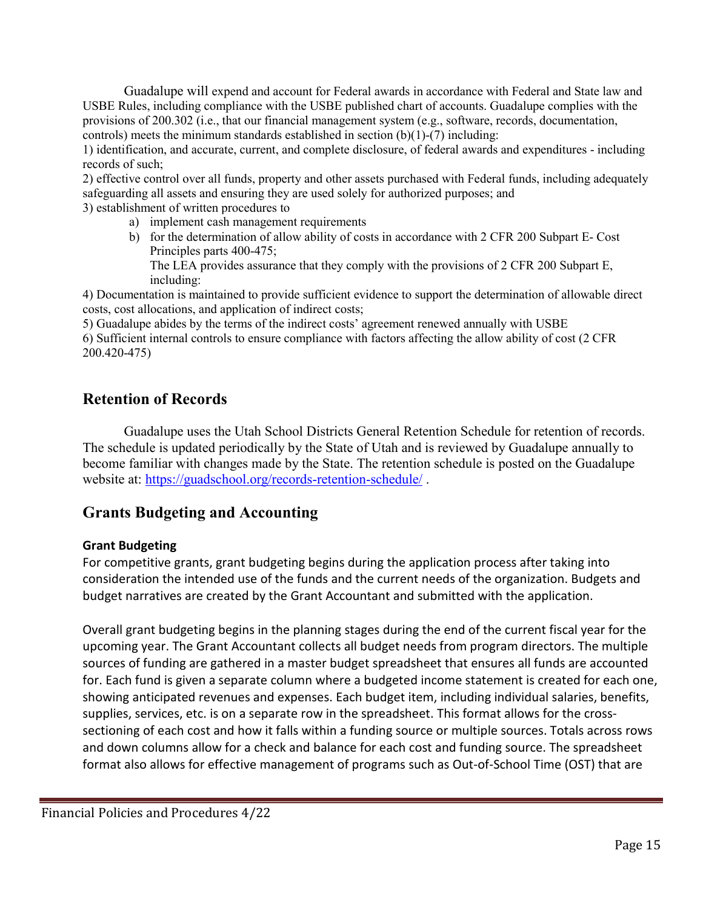Guadalupe will expend and account for Federal awards in accordance with Federal and State law and USBE Rules, including compliance with the USBE published chart of accounts. Guadalupe complies with the provisions of 200.302 (i.e., that our financial management system (e.g., software, records, documentation, controls) meets the minimum standards established in section (b)(1)-(7) including:

1) identification, and accurate, current, and complete disclosure, of federal awards and expenditures - including records of such;

2) effective control over all funds, property and other assets purchased with Federal funds, including adequately safeguarding all assets and ensuring they are used solely for authorized purposes; and

3) establishment of written procedures to

   a) implement cash management requirements
   b) for the determination of allow ability of costs in accordance with 2 CFR 200 Subpart E- Cost Principles parts 400-475;
      The LEA provides assurance that they comply with the provisions of 2 CFR 200 Subpart E, including:

4) Documentation is maintained to provide sufficient evidence to support the determination of allowable direct costs, cost allocations, and application of indirect costs;

5) Guadalupe abides by the terms of the indirect costs' agreement renewed annually with USBE

6) Sufficient internal controls to ensure compliance with factors affecting the allow ability of cost (2 CFR 200.420-475)

## Retention of Records

Guadalupe uses the Utah School Districts General Retention Schedule for retention of records. The schedule is updated periodically by the State of Utah and is reviewed by Guadalupe annually to become familiar with changes made by the State. The retention schedule is posted on the Guadalupe website at: https://guadschool.org/records-retention-schedule/ .

## Grants Budgeting and Accounting

### Grant Budgeting

For competitive grants, grant budgeting begins during the application process after taking into consideration the intended use of the funds and the current needs of the organization. Budgets and budget narratives are created by the Grant Accountant and submitted with the application.

Overall grant budgeting begins in the planning stages during the end of the current fiscal year for the upcoming year. The Grant Accountant collects all budget needs from program directors. The multiple sources of funding are gathered in a master budget spreadsheet that ensures all funds are accounted for. Each fund is given a separate column where a budgeted income statement is created for each one, showing anticipated revenues and expenses. Each budget item, including individual salaries, benefits, supplies, services, etc. is on a separate row in the spreadsheet. This format allows for the cross-sectioning of each cost and how it falls within a funding source or multiple sources. Totals across rows and down columns allow for a check and balance for each cost and funding source. The spreadsheet format also allows for effective management of programs such as Out-of-School Time (OST) that are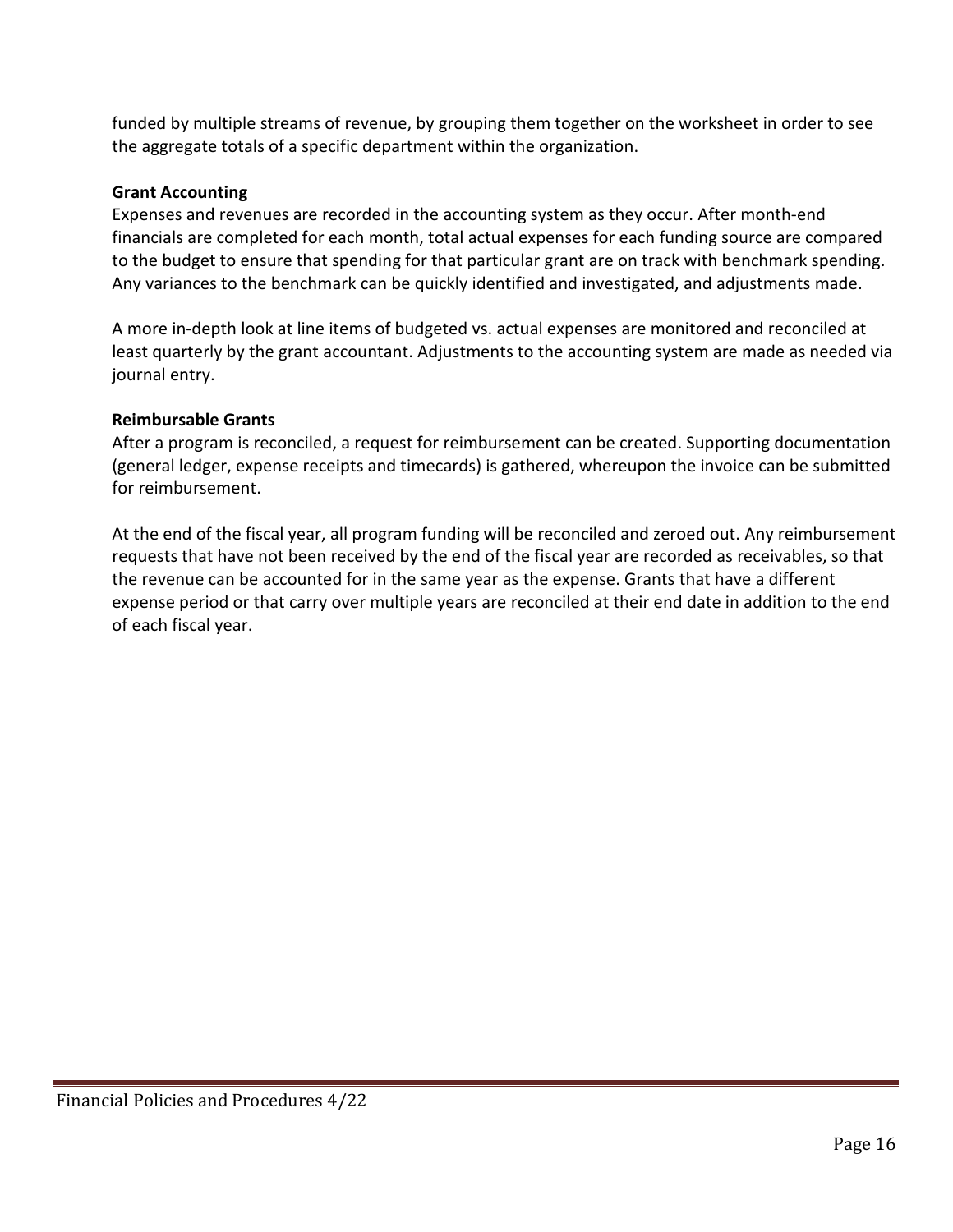funded by multiple streams of revenue, by grouping them together on the worksheet in order to see the aggregate totals of a specific department within the organization.

**Grant Accounting**

Expenses and revenues are recorded in the accounting system as they occur. After month-end financials are completed for each month, total actual expenses for each funding source are compared to the budget to ensure that spending for that particular grant are on track with benchmark spending. Any variances to the benchmark can be quickly identified and investigated, and adjustments made.

A more in-depth look at line items of budgeted vs. actual expenses are monitored and reconciled at least quarterly by the grant accountant. Adjustments to the accounting system are made as needed via journal entry.

**Reimbursable Grants**

After a program is reconciled, a request for reimbursement can be created. Supporting documentation (general ledger, expense receipts and timecards) is gathered, whereupon the invoice can be submitted for reimbursement.

At the end of the fiscal year, all program funding will be reconciled and zeroed out. Any reimbursement requests that have not been received by the end of the fiscal year are recorded as receivables, so that the revenue can be accounted for in the same year as the expense. Grants that have a different expense period or that carry over multiple years are reconciled at their end date in addition to the end of each fiscal year.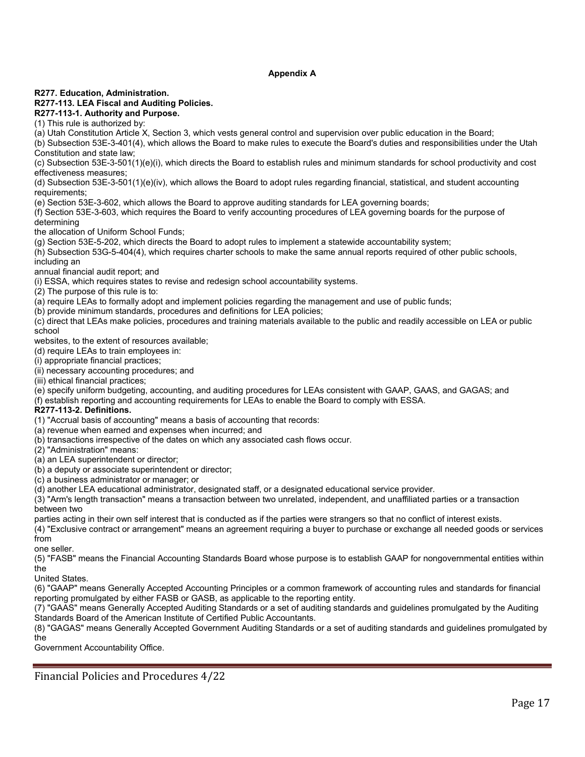**Appendix A**

**R277. Education, Administration.**
**R277-113. LEA Fiscal and Auditing Policies.**
**R277-113-1. Authority and Purpose.**

(1) This rule is authorized by:

(a) Utah Constitution Article X, Section 3, which vests general control and supervision over public education in the Board;

(b) Subsection 53E-3-401(4), which allows the Board to make rules to execute the Board's duties and responsibilities under the Utah Constitution and state law;

(c) Subsection 53E-3-501(1)(e)(i), which directs the Board to establish rules and minimum standards for school productivity and cost effectiveness measures;

(d) Subsection 53E-3-501(1)(e)(iv), which allows the Board to adopt rules regarding financial, statistical, and student accounting requirements;

(e) Section 53E-3-602, which allows the Board to approve auditing standards for LEA governing boards;

(f) Section 53E-3-603, which requires the Board to verify accounting procedures of LEA governing boards for the purpose of determining the allocation of Uniform School Funds;

(g) Section 53E-5-202, which directs the Board to adopt rules to implement a statewide accountability system;

(h) Subsection 53G-5-404(4), which requires charter schools to make the same annual reports required of other public schools, including an annual financial audit report; and

(i) ESSA, which requires states to revise and redesign school accountability systems.

(2) The purpose of this rule is to:

(a) require LEAs to formally adopt and implement policies regarding the management and use of public funds;

(b) provide minimum standards, procedures and definitions for LEA policies;

(c) direct that LEAs make policies, procedures and training materials available to the public and readily accessible on LEA or public school websites, to the extent of resources available;

(d) require LEAs to train employees in:

(i) appropriate financial practices;

(ii) necessary accounting procedures; and

(iii) ethical financial practices;

(e) specify uniform budgeting, accounting, and auditing procedures for LEAs consistent with GAAP, GAAS, and GAGAS; and

(f) establish reporting and accounting requirements for LEAs to enable the Board to comply with ESSA.

**R277-113-2. Definitions.**

(1) "Accrual basis of accounting" means a basis of accounting that records:

(a) revenue when earned and expenses when incurred; and

(b) transactions irrespective of the dates on which any associated cash flows occur.

(2) "Administration" means:

(a) an LEA superintendent or director;

(b) a deputy or associate superintendent or director;

(c) a business administrator or manager; or

(d) another LEA educational administrator, designated staff, or a designated educational service provider.

(3) "Arm's length transaction" means a transaction between two unrelated, independent, and unaffiliated parties or a transaction between two parties acting in their own self interest that is conducted as if the parties were strangers so that no conflict of interest exists.

(4) "Exclusive contract or arrangement" means an agreement requiring a buyer to purchase or exchange all needed goods or services from one seller.

(5) "FASB" means the Financial Accounting Standards Board whose purpose is to establish GAAP for nongovernmental entities within the United States.

(6) "GAAP" means Generally Accepted Accounting Principles or a common framework of accounting rules and standards for financial reporting promulgated by either FASB or GASB, as applicable to the reporting entity.

(7) "GAAS" means Generally Accepted Auditing Standards or a set of auditing standards and guidelines promulgated by the Auditing Standards Board of the American Institute of Certified Public Accountants.

(8) "GAGAS" means Generally Accepted Government Auditing Standards or a set of auditing standards and guidelines promulgated by the Government Accountability Office.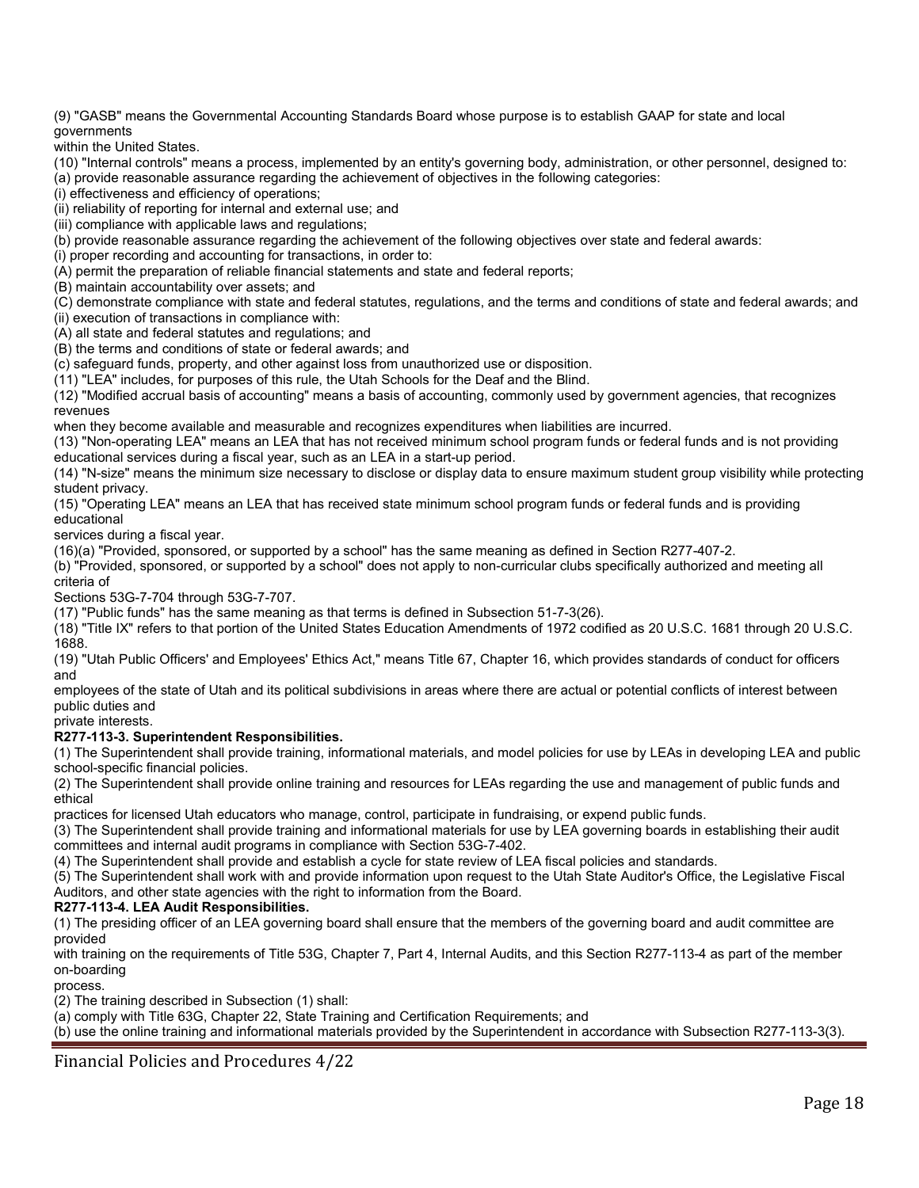(9) "GASB" means the Governmental Accounting Standards Board whose purpose is to establish GAAP for state and local governments within the United States.

(10) "Internal controls" means a process, implemented by an entity's governing body, administration, or other personnel, designed to:

(a) provide reasonable assurance regarding the achievement of objectives in the following categories:

(i) effectiveness and efficiency of operations;

(ii) reliability of reporting for internal and external use; and

(iii) compliance with applicable laws and regulations;

(b) provide reasonable assurance regarding the achievement of the following objectives over state and federal awards:

(i) proper recording and accounting for transactions, in order to:

(A) permit the preparation of reliable financial statements and state and federal reports;

(B) maintain accountability over assets; and

(C) demonstrate compliance with state and federal statutes, regulations, and the terms and conditions of state and federal awards; and

(ii) execution of transactions in compliance with:

(A) all state and federal statutes and regulations; and

(B) the terms and conditions of state or federal awards; and

(c) safeguard funds, property, and other against loss from unauthorized use or disposition.

(11) "LEA" includes, for purposes of this rule, the Utah Schools for the Deaf and the Blind.

(12) "Modified accrual basis of accounting" means a basis of accounting, commonly used by government agencies, that recognizes revenues when they become available and measurable and recognizes expenditures when liabilities are incurred.

(13) "Non-operating LEA" means an LEA that has not received minimum school program funds or federal funds and is not providing educational services during a fiscal year, such as an LEA in a start-up period.

(14) "N-size" means the minimum size necessary to disclose or display data to ensure maximum student group visibility while protecting student privacy.

(15) "Operating LEA" means an LEA that has received state minimum school program funds or federal funds and is providing educational services during a fiscal year.

(16)(a) "Provided, sponsored, or supported by a school" has the same meaning as defined in Section R277-407-2.

(b) "Provided, sponsored, or supported by a school" does not apply to non-curricular clubs specifically authorized and meeting all criteria of Sections 53G-7-704 through 53G-7-707.

(17) "Public funds" has the same meaning as that terms is defined in Subsection 51-7-3(26).

(18) "Title IX" refers to that portion of the United States Education Amendments of 1972 codified as 20 U.S.C. 1681 through 20 U.S.C. 1688.

(19) "Utah Public Officers' and Employees' Ethics Act," means Title 67, Chapter 16, which provides standards of conduct for officers and employees of the state of Utah and its political subdivisions in areas where there are actual or potential conflicts of interest between public duties and private interests.

**R277-113-3. Superintendent Responsibilities.**

(1) The Superintendent shall provide training, informational materials, and model policies for use by LEAs in developing LEA and public school-specific financial policies.

(2) The Superintendent shall provide online training and resources for LEAs regarding the use and management of public funds and ethical practices for licensed Utah educators who manage, control, participate in fundraising, or expend public funds.

(3) The Superintendent shall provide training and informational materials for use by LEA governing boards in establishing their audit committees and internal audit programs in compliance with Section 53G-7-402.

(4) The Superintendent shall provide and establish a cycle for state review of LEA fiscal policies and standards.

(5) The Superintendent shall work with and provide information upon request to the Utah State Auditor's Office, the Legislative Fiscal Auditors, and other state agencies with the right to information from the Board.

**R277-113-4. LEA Audit Responsibilities.**

(1) The presiding officer of an LEA governing board shall ensure that the members of the governing board and audit committee are provided with training on the requirements of Title 53G, Chapter 7, Part 4, Internal Audits, and this Section R277-113-4 as part of the member on-boarding process.

(2) The training described in Subsection (1) shall:

(a) comply with Title 63G, Chapter 22, State Training and Certification Requirements; and

(b) use the online training and informational materials provided by the Superintendent in accordance with Subsection R277-113-3(3).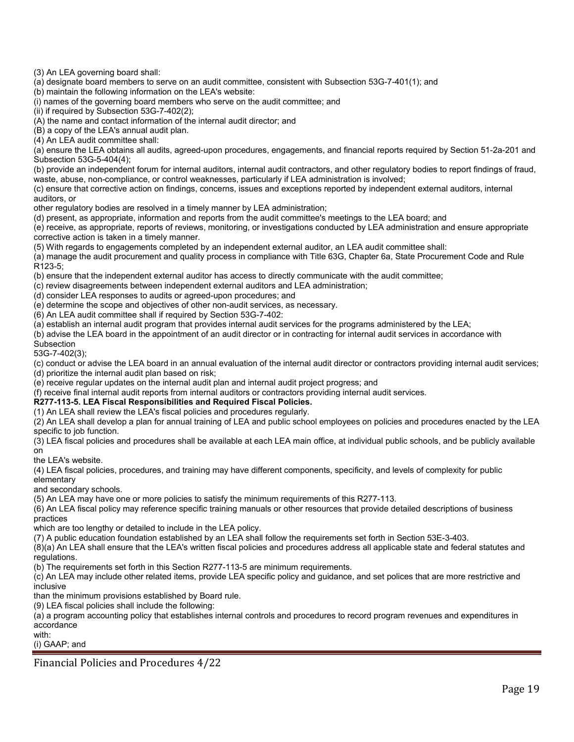(3) An LEA governing board shall:
(a) designate board members to serve on an audit committee, consistent with Subsection 53G-7-401(1); and
(b) maintain the following information on the LEA's website:
(i) names of the governing board members who serve on the audit committee; and
(ii) if required by Subsection 53G-7-402(2);
(A) the name and contact information of the internal audit director; and
(B) a copy of the LEA's annual audit plan.
(4) An LEA audit committee shall:
(a) ensure the LEA obtains all audits, agreed-upon procedures, engagements, and financial reports required by Section 51-2a-201 and Subsection 53G-5-404(4);
(b) provide an independent forum for internal auditors, internal audit contractors, and other regulatory bodies to report findings of fraud, waste, abuse, non-compliance, or control weaknesses, particularly if LEA administration is involved;
(c) ensure that corrective action on findings, concerns, issues and exceptions reported by independent external auditors, internal auditors, or
other regulatory bodies are resolved in a timely manner by LEA administration;
(d) present, as appropriate, information and reports from the audit committee's meetings to the LEA board; and
(e) receive, as appropriate, reports of reviews, monitoring, or investigations conducted by LEA administration and ensure appropriate corrective action is taken in a timely manner.
(5) With regards to engagements completed by an independent external auditor, an LEA audit committee shall:
(a) manage the audit procurement and quality process in compliance with Title 63G, Chapter 6a, State Procurement Code and Rule R123-5;
(b) ensure that the independent external auditor has access to directly communicate with the audit committee;
(c) review disagreements between independent external auditors and LEA administration;
(d) consider LEA responses to audits or agreed-upon procedures; and
(e) determine the scope and objectives of other non-audit services, as necessary.
(6) An LEA audit committee shall if required by Section 53G-7-402:
(a) establish an internal audit program that provides internal audit services for the programs administered by the LEA;
(b) advise the LEA board in the appointment of an audit director or in contracting for internal audit services in accordance with Subsection
53G-7-402(3);
(c) conduct or advise the LEA board in an annual evaluation of the internal audit director or contractors providing internal audit services;
(d) prioritize the internal audit plan based on risk;
(e) receive regular updates on the internal audit plan and internal audit project progress; and
(f) receive final internal audit reports from internal auditors or contractors providing internal audit services.

**R277-113-5. LEA Fiscal Responsibilities and Required Fiscal Policies.**

(1) An LEA shall review the LEA's fiscal policies and procedures regularly.
(2) An LEA shall develop a plan for annual training of LEA and public school employees on policies and procedures enacted by the LEA specific to job function.
(3) LEA fiscal policies and procedures shall be available at each LEA main office, at individual public schools, and be publicly available on
the LEA's website.
(4) LEA fiscal policies, procedures, and training may have different components, specificity, and levels of complexity for public elementary
and secondary schools.
(5) An LEA may have one or more policies to satisfy the minimum requirements of this R277-113.
(6) An LEA fiscal policy may reference specific training manuals or other resources that provide detailed descriptions of business practices
which are too lengthy or detailed to include in the LEA policy.
(7) A public education foundation established by an LEA shall follow the requirements set forth in Section 53E-3-403.
(8)(a) An LEA shall ensure that the LEA's written fiscal policies and procedures address all applicable state and federal statutes and regulations.
(b) The requirements set forth in this Section R277-113-5 are minimum requirements.
(c) An LEA may include other related items, provide LEA specific policy and guidance, and set polices that are more restrictive and inclusive
than the minimum provisions established by Board rule.
(9) LEA fiscal policies shall include the following:
(a) a program accounting policy that establishes internal controls and procedures to record program revenues and expenditures in accordance
with:
(i) GAAP; and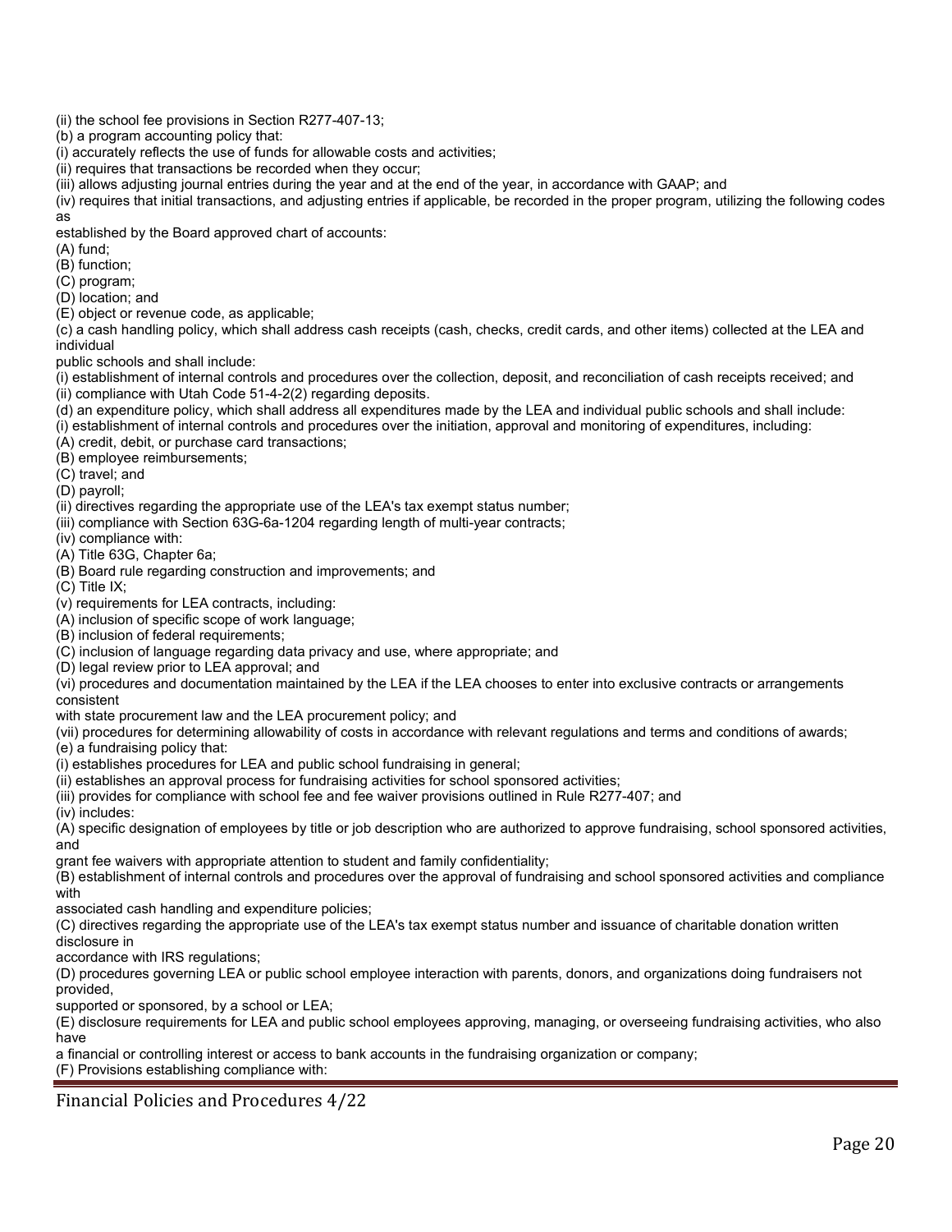(ii) the school fee provisions in Section R277-407-13;

(b) a program accounting policy that:

(i) accurately reflects the use of funds for allowable costs and activities;

(ii) requires that transactions be recorded when they occur;

(iii) allows adjusting journal entries during the year and at the end of the year, in accordance with GAAP; and

(iv) requires that initial transactions, and adjusting entries if applicable, be recorded in the proper program, utilizing the following codes as established by the Board approved chart of accounts:

(A) fund;

(B) function;

(C) program;

(D) location; and

(E) object or revenue code, as applicable;

(c) a cash handling policy, which shall address cash receipts (cash, checks, credit cards, and other items) collected at the LEA and individual public schools and shall include:

(i) establishment of internal controls and procedures over the collection, deposit, and reconciliation of cash receipts received; and

(ii) compliance with Utah Code 51-4-2(2) regarding deposits.

(d) an expenditure policy, which shall address all expenditures made by the LEA and individual public schools and shall include:

(i) establishment of internal controls and procedures over the initiation, approval and monitoring of expenditures, including:

(A) credit, debit, or purchase card transactions;

(B) employee reimbursements;

(C) travel; and

(D) payroll;

(ii) directives regarding the appropriate use of the LEA's tax exempt status number;

(iii) compliance with Section 63G-6a-1204 regarding length of multi-year contracts;

(iv) compliance with:

(A) Title 63G, Chapter 6a;

(B) Board rule regarding construction and improvements; and

(C) Title IX;

(v) requirements for LEA contracts, including:

(A) inclusion of specific scope of work language;

(B) inclusion of federal requirements;

(C) inclusion of language regarding data privacy and use, where appropriate; and

(D) legal review prior to LEA approval; and

(vi) procedures and documentation maintained by the LEA if the LEA chooses to enter into exclusive contracts or arrangements consistent with state procurement law and the LEA procurement policy; and

(vii) procedures for determining allowability of costs in accordance with relevant regulations and terms and conditions of awards;

(e) a fundraising policy that:

(i) establishes procedures for LEA and public school fundraising in general;

(ii) establishes an approval process for fundraising activities for school sponsored activities;

(iii) provides for compliance with school fee and fee waiver provisions outlined in Rule R277-407; and

(iv) includes:

(A) specific designation of employees by title or job description who are authorized to approve fundraising, school sponsored activities, and grant fee waivers with appropriate attention to student and family confidentiality;

(B) establishment of internal controls and procedures over the approval of fundraising and school sponsored activities and compliance with associated cash handling and expenditure policies;

(C) directives regarding the appropriate use of the LEA's tax exempt status number and issuance of charitable donation written disclosure in accordance with IRS regulations;

(D) procedures governing LEA or public school employee interaction with parents, donors, and organizations doing fundraisers not provided, supported or sponsored, by a school or LEA;

(E) disclosure requirements for LEA and public school employees approving, managing, or overseeing fundraising activities, who also have a financial or controlling interest or access to bank accounts in the fundraising organization or company;

(F) Provisions establishing compliance with: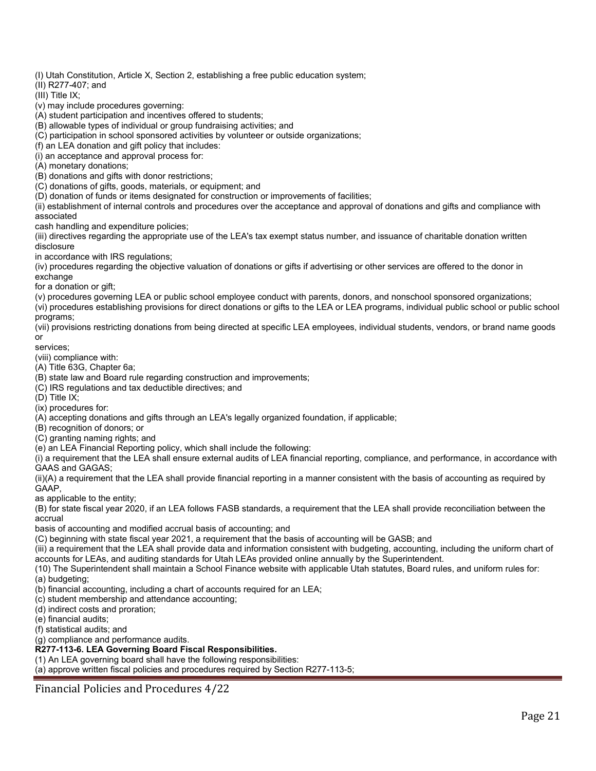(I) Utah Constitution, Article X, Section 2, establishing a free public education system;
(II) R277-407; and
(III) Title IX;
(v) may include procedures governing:
(A) student participation and incentives offered to students;
(B) allowable types of individual or group fundraising activities; and
(C) participation in school sponsored activities by volunteer or outside organizations;
(f) an LEA donation and gift policy that includes:
(i) an acceptance and approval process for:
(A) monetary donations;
(B) donations and gifts with donor restrictions;
(C) donations of gifts, goods, materials, or equipment; and
(D) donation of funds or items designated for construction or improvements of facilities;
(ii) establishment of internal controls and procedures over the acceptance and approval of donations and gifts and compliance with associated cash handling and expenditure policies;
(iii) directives regarding the appropriate use of the LEA's tax exempt status number, and issuance of charitable donation written disclosure in accordance with IRS regulations;
(iv) procedures regarding the objective valuation of donations or gifts if advertising or other services are offered to the donor in exchange for a donation or gift;
(v) procedures governing LEA or public school employee conduct with parents, donors, and nonschool sponsored organizations;
(vi) procedures establishing provisions for direct donations or gifts to the LEA or LEA programs, individual public school or public school programs;
(vii) provisions restricting donations from being directed at specific LEA employees, individual students, vendors, or brand name goods or services;
(viii) compliance with:
(A) Title 63G, Chapter 6a;
(B) state law and Board rule regarding construction and improvements;
(C) IRS regulations and tax deductible directives; and
(D) Title IX;
(ix) procedures for:
(A) accepting donations and gifts through an LEA's legally organized foundation, if applicable;
(B) recognition of donors; or
(C) granting naming rights; and
(e) an LEA Financial Reporting policy, which shall include the following:
(i) a requirement that the LEA shall ensure external audits of LEA financial reporting, compliance, and performance, in accordance with GAAS and GAGAS;
(ii)(A) a requirement that the LEA shall provide financial reporting in a manner consistent with the basis of accounting as required by GAAP, as applicable to the entity;
(B) for state fiscal year 2020, if an LEA follows FASB standards, a requirement that the LEA shall provide reconciliation between the accrual basis of accounting and modified accrual basis of accounting; and
(C) beginning with state fiscal year 2021, a requirement that the basis of accounting will be GASB; and
(iii) a requirement that the LEA shall provide data and information consistent with budgeting, accounting, including the uniform chart of accounts for LEAs, and auditing standards for Utah LEAs provided online annually by the Superintendent.
(10) The Superintendent shall maintain a School Finance website with applicable Utah statutes, Board rules, and uniform rules for:
(a) budgeting;
(b) financial accounting, including a chart of accounts required for an LEA;
(c) student membership and attendance accounting;
(d) indirect costs and proration;
(e) financial audits;
(f) statistical audits; and
(g) compliance and performance audits.

**R277-113-6. LEA Governing Board Fiscal Responsibilities.**

(1) An LEA governing board shall have the following responsibilities:
(a) approve written fiscal policies and procedures required by Section R277-113-5;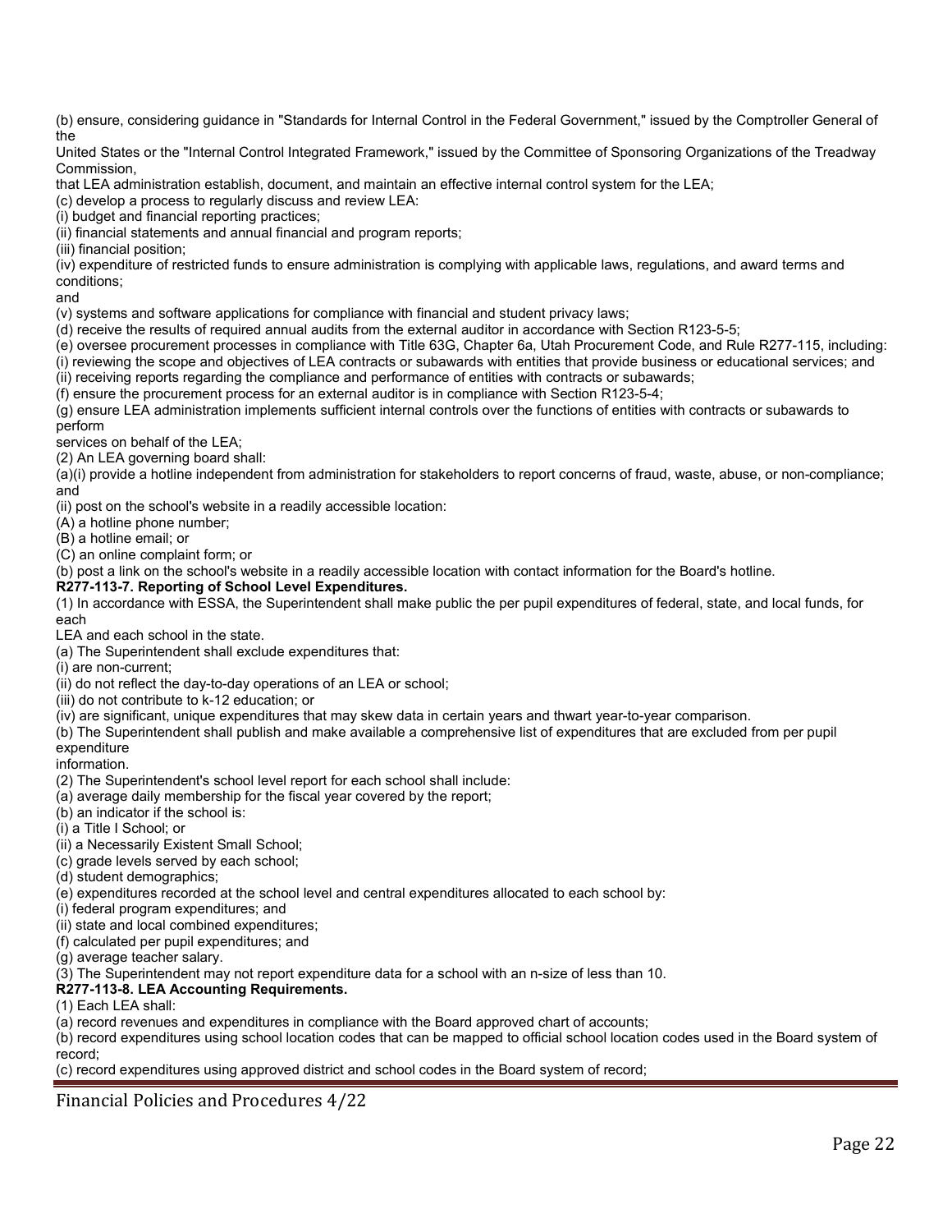(b) ensure, considering guidance in "Standards for Internal Control in the Federal Government," issued by the Comptroller General of the United States or the "Internal Control Integrated Framework," issued by the Committee of Sponsoring Organizations of the Treadway Commission, that LEA administration establish, document, and maintain an effective internal control system for the LEA;

(c) develop a process to regularly discuss and review LEA:

(i) budget and financial reporting practices;

(ii) financial statements and annual financial and program reports;

(iii) financial position;

(iv) expenditure of restricted funds to ensure administration is complying with applicable laws, regulations, and award terms and conditions; and

(v) systems and software applications for compliance with financial and student privacy laws;

(d) receive the results of required annual audits from the external auditor in accordance with Section R123-5-5;

(e) oversee procurement processes in compliance with Title 63G, Chapter 6a, Utah Procurement Code, and Rule R277-115, including:

(i) reviewing the scope and objectives of LEA contracts or subawards with entities that provide business or educational services; and

(ii) receiving reports regarding the compliance and performance of entities with contracts or subawards;

(f) ensure the procurement process for an external auditor is in compliance with Section R123-5-4;

(g) ensure LEA administration implements sufficient internal controls over the functions of entities with contracts or subawards to perform services on behalf of the LEA;

(2) An LEA governing board shall:

(a)(i) provide a hotline independent from administration for stakeholders to report concerns of fraud, waste, abuse, or non-compliance; and

(ii) post on the school's website in a readily accessible location:

(A) a hotline phone number;

(B) a hotline email; or

(C) an online complaint form; or

(b) post a link on the school's website in a readily accessible location with contact information for the Board's hotline.

**R277-113-7. Reporting of School Level Expenditures.**

(1) In accordance with ESSA, the Superintendent shall make public the per pupil expenditures of federal, state, and local funds, for each LEA and each school in the state.

(a) The Superintendent shall exclude expenditures that:

(i) are non-current;

(ii) do not reflect the day-to-day operations of an LEA or school;

(iii) do not contribute to k-12 education; or

(iv) are significant, unique expenditures that may skew data in certain years and thwart year-to-year comparison.

(b) The Superintendent shall publish and make available a comprehensive list of expenditures that are excluded from per pupil expenditure information.

(2) The Superintendent's school level report for each school shall include:

(a) average daily membership for the fiscal year covered by the report;

(b) an indicator if the school is:

(i) a Title I School; or

(ii) a Necessarily Existent Small School;

(c) grade levels served by each school;

(d) student demographics;

(e) expenditures recorded at the school level and central expenditures allocated to each school by:

(i) federal program expenditures; and

(ii) state and local combined expenditures;

(f) calculated per pupil expenditures; and

(g) average teacher salary.

(3) The Superintendent may not report expenditure data for a school with an n-size of less than 10.

**R277-113-8. LEA Accounting Requirements.**

(1) Each LEA shall:

(a) record revenues and expenditures in compliance with the Board approved chart of accounts;

(b) record expenditures using school location codes that can be mapped to official school location codes used in the Board system of record;

(c) record expenditures using approved district and school codes in the Board system of record;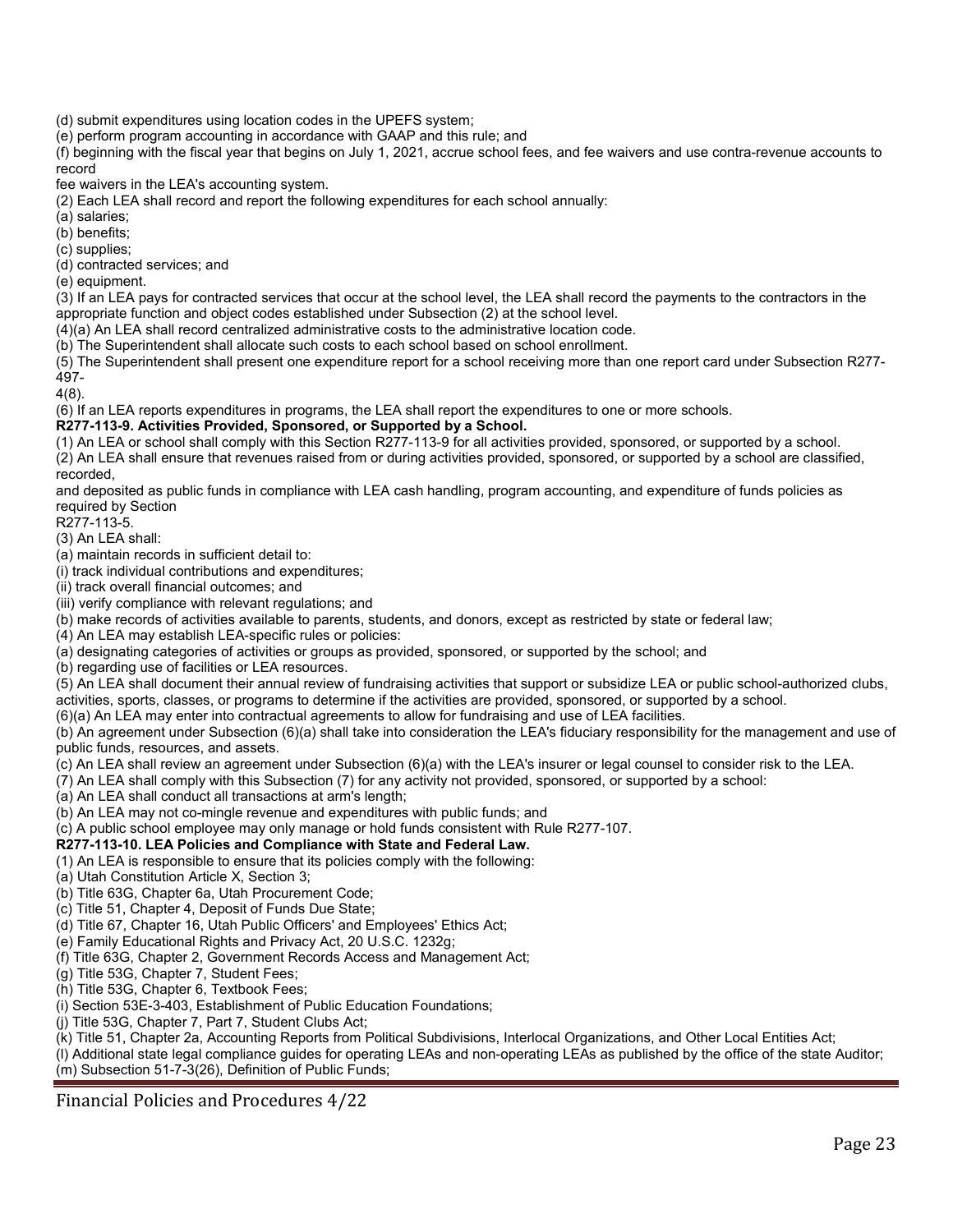(d) submit expenditures using location codes in the UPEFS system;
(e) perform program accounting in accordance with GAAP and this rule; and
(f) beginning with the fiscal year that begins on July 1, 2021, accrue school fees, and fee waivers and use contra-revenue accounts to record
fee waivers in the LEA's accounting system.
(2) Each LEA shall record and report the following expenditures for each school annually:
(a) salaries;
(b) benefits;
(c) supplies;
(d) contracted services; and
(e) equipment.
(3) If an LEA pays for contracted services that occur at the school level, the LEA shall record the payments to the contractors in the appropriate function and object codes established under Subsection (2) at the school level.
(4)(a) An LEA shall record centralized administrative costs to the administrative location code.
(b) The Superintendent shall allocate such costs to each school based on school enrollment.
(5) The Superintendent shall present one expenditure report for a school receiving more than one report card under Subsection R277-497-4(8).
(6) If an LEA reports expenditures in programs, the LEA shall report the expenditures to one or more schools.

**R277-113-9. Activities Provided, Sponsored, or Supported by a School.**

(1) An LEA or school shall comply with this Section R277-113-9 for all activities provided, sponsored, or supported by a school.
(2) An LEA shall ensure that revenues raised from or during activities provided, sponsored, or supported by a school are classified, recorded,
and deposited as public funds in compliance with LEA cash handling, program accounting, and expenditure of funds policies as required by Section
R277-113-5.
(3) An LEA shall:
(a) maintain records in sufficient detail to:
(i) track individual contributions and expenditures;
(ii) track overall financial outcomes; and
(iii) verify compliance with relevant regulations; and
(b) make records of activities available to parents, students, and donors, except as restricted by state or federal law;
(4) An LEA may establish LEA-specific rules or policies:
(a) designating categories of activities or groups as provided, sponsored, or supported by the school; and
(b) regarding use of facilities or LEA resources.
(5) An LEA shall document their annual review of fundraising activities that support or subsidize LEA or public school-authorized clubs, activities, sports, classes, or programs to determine if the activities are provided, sponsored, or supported by a school.
(6)(a) An LEA may enter into contractual agreements to allow for fundraising and use of LEA facilities.
(b) An agreement under Subsection (6)(a) shall take into consideration the LEA's fiduciary responsibility for the management and use of public funds, resources, and assets.
(c) An LEA shall review an agreement under Subsection (6)(a) with the LEA's insurer or legal counsel to consider risk to the LEA.
(7) An LEA shall comply with this Subsection (7) for any activity not provided, sponsored, or supported by a school:
(a) An LEA shall conduct all transactions at arm's length;
(b) An LEA may not co-mingle revenue and expenditures with public funds; and
(c) A public school employee may only manage or hold funds consistent with Rule R277-107.

**R277-113-10. LEA Policies and Compliance with State and Federal Law.**

(1) An LEA is responsible to ensure that its policies comply with the following:
(a) Utah Constitution Article X, Section 3;
(b) Title 63G, Chapter 6a, Utah Procurement Code;
(c) Title 51, Chapter 4, Deposit of Funds Due State;
(d) Title 67, Chapter 16, Utah Public Officers' and Employees' Ethics Act;
(e) Family Educational Rights and Privacy Act, 20 U.S.C. 1232g;
(f) Title 63G, Chapter 2, Government Records Access and Management Act;
(g) Title 53G, Chapter 7, Student Fees;
(h) Title 53G, Chapter 6, Textbook Fees;
(i) Section 53E-3-403, Establishment of Public Education Foundations;
(j) Title 53G, Chapter 7, Part 7, Student Clubs Act;
(k) Title 51, Chapter 2a, Accounting Reports from Political Subdivisions, Interlocal Organizations, and Other Local Entities Act;
(l) Additional state legal compliance guides for operating LEAs and non-operating LEAs as published by the office of the state Auditor;
(m) Subsection 51-7-3(26), Definition of Public Funds;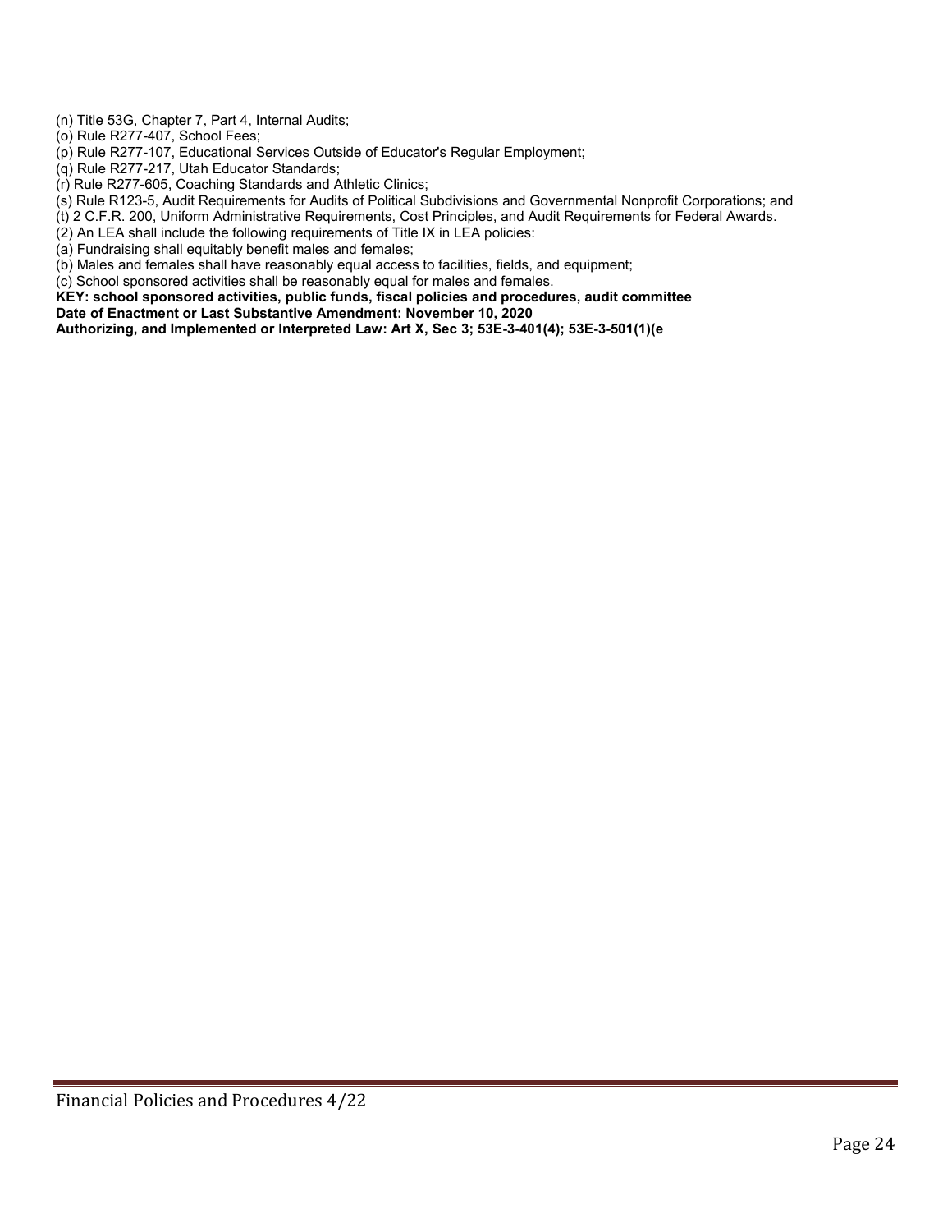(n) Title 53G, Chapter 7, Part 4, Internal Audits;
(o) Rule R277-407, School Fees;
(p) Rule R277-107, Educational Services Outside of Educator's Regular Employment;
(q) Rule R277-217, Utah Educator Standards;
(r) Rule R277-605, Coaching Standards and Athletic Clinics;
(s) Rule R123-5, Audit Requirements for Audits of Political Subdivisions and Governmental Nonprofit Corporations; and
(t) 2 C.F.R. 200, Uniform Administrative Requirements, Cost Principles, and Audit Requirements for Federal Awards.
(2) An LEA shall include the following requirements of Title IX in LEA policies:
(a) Fundraising shall equitably benefit males and females;
(b) Males and females shall have reasonably equal access to facilities, fields, and equipment;
(c) School sponsored activities shall be reasonably equal for males and females.

**KEY: school sponsored activities, public funds, fiscal policies and procedures, audit committee**
**Date of Enactment or Last Substantive Amendment: November 10, 2020**
**Authorizing, and Implemented or Interpreted Law: Art X, Sec 3; 53E-3-401(4); 53E-3-501(1)(e**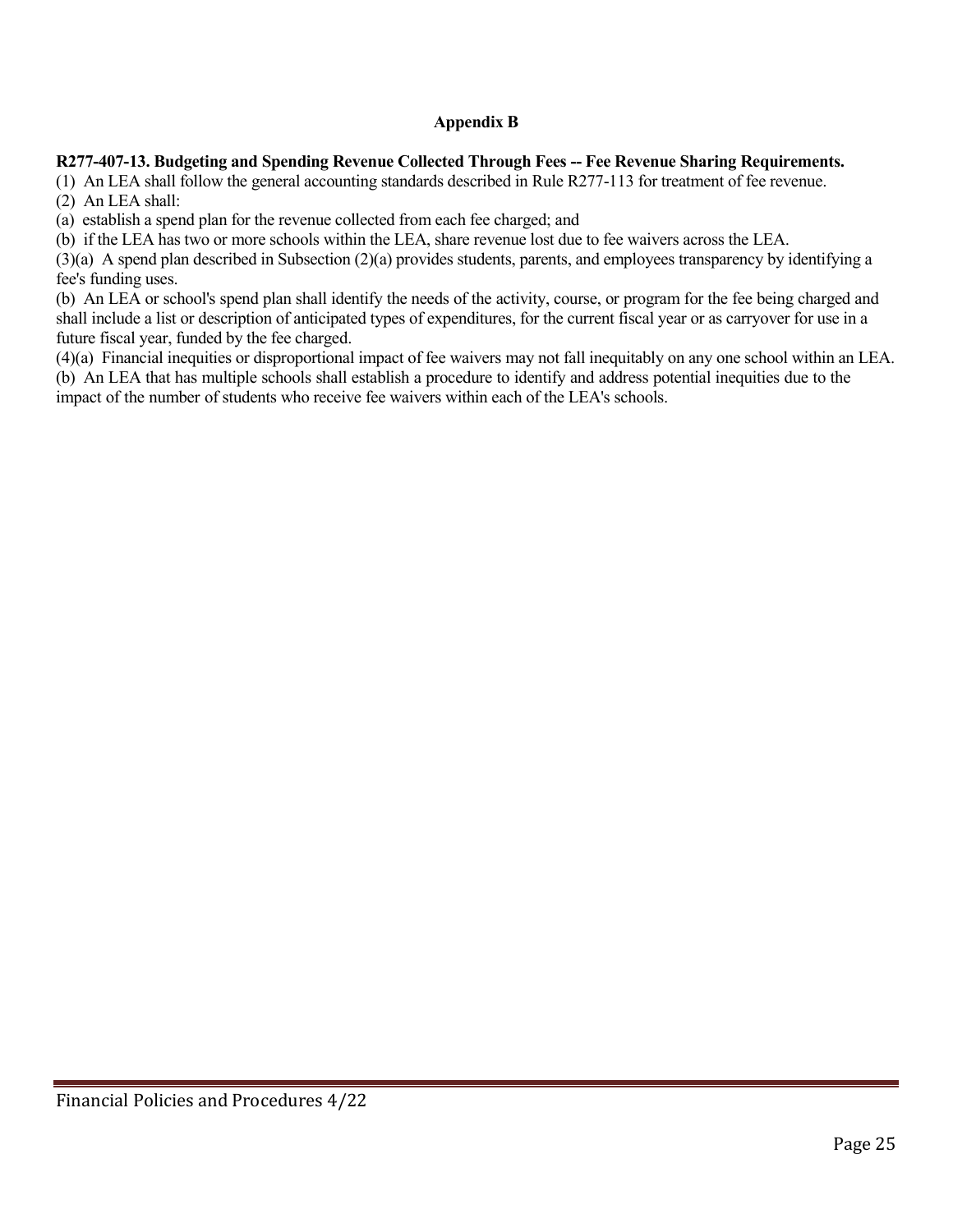## Appendix B

**R277-407-13. Budgeting and Spending Revenue Collected Through Fees -- Fee Revenue Sharing Requirements.**

(1) An LEA shall follow the general accounting standards described in Rule R277-113 for treatment of fee revenue.

(2) An LEA shall:

(a) establish a spend plan for the revenue collected from each fee charged; and

(b) if the LEA has two or more schools within the LEA, share revenue lost due to fee waivers across the LEA.

(3)(a) A spend plan described in Subsection (2)(a) provides students, parents, and employees transparency by identifying a fee's funding uses.

(b) An LEA or school's spend plan shall identify the needs of the activity, course, or program for the fee being charged and shall include a list or description of anticipated types of expenditures, for the current fiscal year or as carryover for use in a future fiscal year, funded by the fee charged.

(4)(a) Financial inequities or disproportional impact of fee waivers may not fall inequitably on any one school within an LEA.

(b) An LEA that has multiple schools shall establish a procedure to identify and address potential inequities due to the impact of the number of students who receive fee waivers within each of the LEA's schools.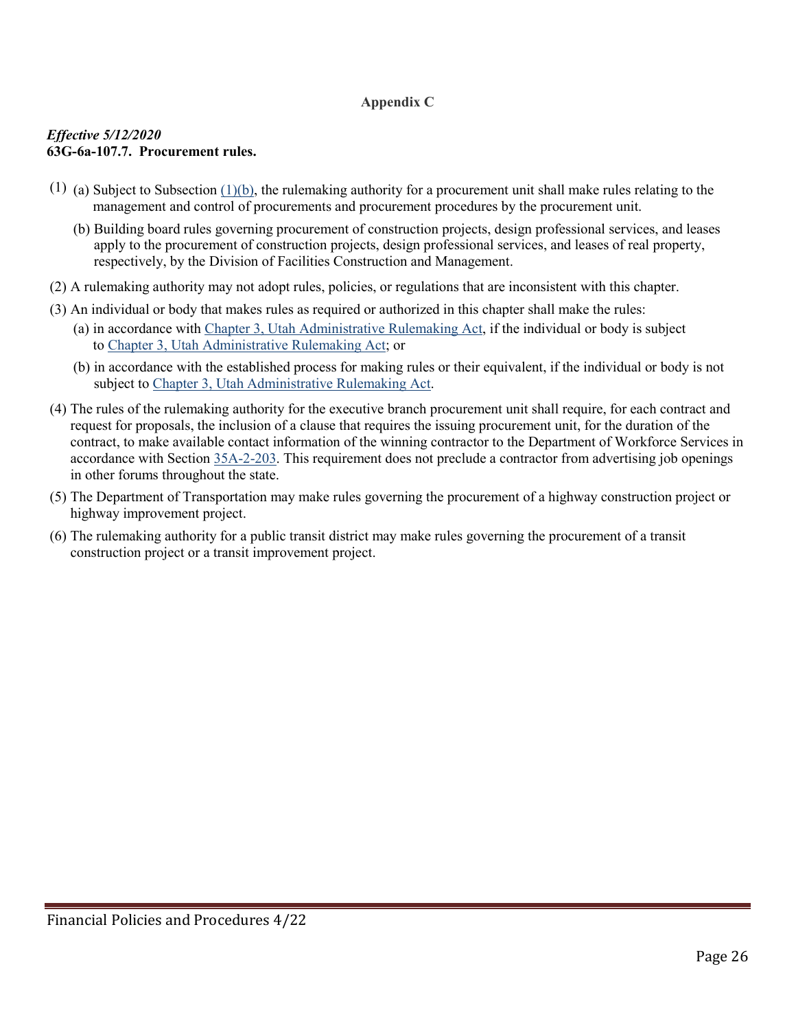## Appendix C

***Effective 5/12/2020***
**63G-6a-107.7. Procurement rules.**

(1) (a) Subject to Subsection (1)(b), the rulemaking authority for a procurement unit shall make rules relating to the management and control of procurements and procurement procedures by the procurement unit.

(b) Building board rules governing procurement of construction projects, design professional services, and leases apply to the procurement of construction projects, design professional services, and leases of real property, respectively, by the Division of Facilities Construction and Management.

(2) A rulemaking authority may not adopt rules, policies, or regulations that are inconsistent with this chapter.

(3) An individual or body that makes rules as required or authorized in this chapter shall make the rules:

(a) in accordance with Chapter 3, Utah Administrative Rulemaking Act, if the individual or body is subject to Chapter 3, Utah Administrative Rulemaking Act; or

(b) in accordance with the established process for making rules or their equivalent, if the individual or body is not subject to Chapter 3, Utah Administrative Rulemaking Act.

(4) The rules of the rulemaking authority for the executive branch procurement unit shall require, for each contract and request for proposals, the inclusion of a clause that requires the issuing procurement unit, for the duration of the contract, to make available contact information of the winning contractor to the Department of Workforce Services in accordance with Section 35A-2-203. This requirement does not preclude a contractor from advertising job openings in other forums throughout the state.

(5) The Department of Transportation may make rules governing the procurement of a highway construction project or highway improvement project.

(6) The rulemaking authority for a public transit district may make rules governing the procurement of a transit construction project or a transit improvement project.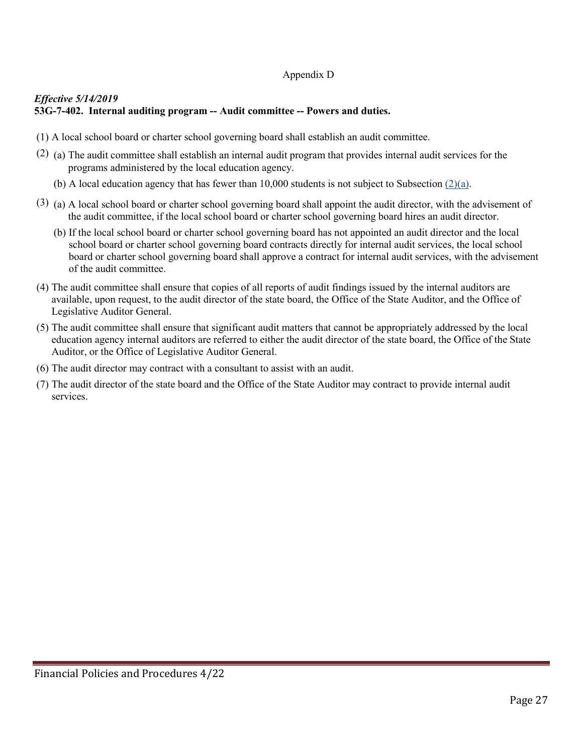Appendix D

***Effective 5/14/2019***
**53G-7-402. Internal auditing program -- Audit committee -- Powers and duties.**

(1) A local school board or charter school governing board shall establish an audit committee.

(2) (a) The audit committee shall establish an internal audit program that provides internal audit services for the programs administered by the local education agency.

(b) A local education agency that has fewer than 10,000 students is not subject to Subsection (2)(a).

(3) (a) A local school board or charter school governing board shall appoint the audit director, with the advisement of the audit committee, if the local school board or charter school governing board hires an audit director.

(b) If the local school board or charter school governing board has not appointed an audit director and the local school board or charter school governing board contracts directly for internal audit services, the local school board or charter school governing board shall approve a contract for internal audit services, with the advisement of the audit committee.

(4) The audit committee shall ensure that copies of all reports of audit findings issued by the internal auditors are available, upon request, to the audit director of the state board, the Office of the State Auditor, and the Office of Legislative Auditor General.

(5) The audit committee shall ensure that significant audit matters that cannot be appropriately addressed by the local education agency internal auditors are referred to either the audit director of the state board, the Office of the State Auditor, or the Office of Legislative Auditor General.

(6) The audit director may contract with a consultant to assist with an audit.

(7) The audit director of the state board and the Office of the State Auditor may contract to provide internal audit services.